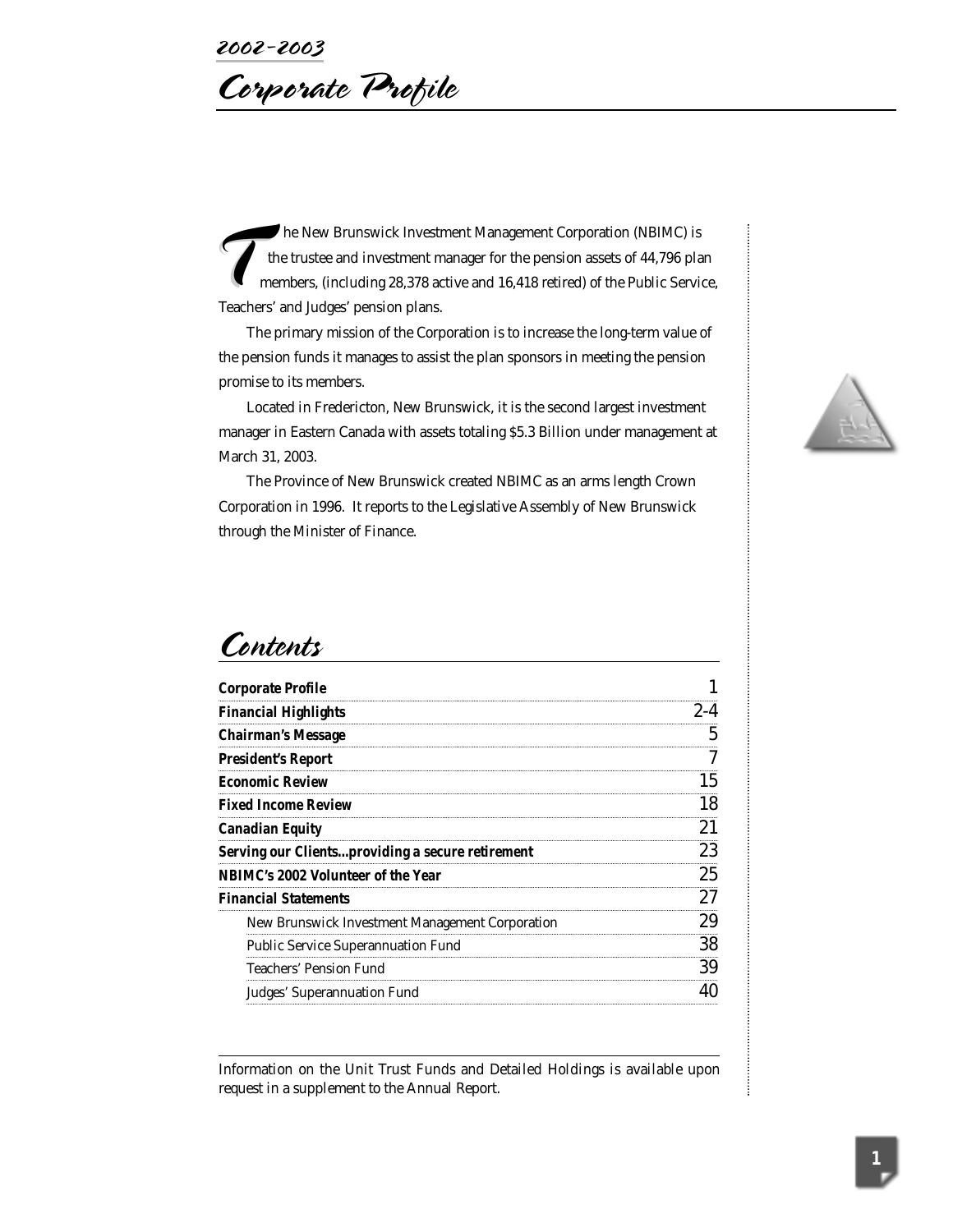2002-2003

# Corporate Profile

The New Brunswick Investment Management Corporation (NBIMC) is the trustee and investment manager for the pension assets of 44,796 plan members, (including 28,378 active and 16,418 retired) of the Public Service, Teachers' and Judges' pension plans.

The primary mission of the Corporation is to increase the long-term value of the pension funds it manages to assist the plan sponsors in meeting the pension promise to its members.

Located in Fredericton, New Brunswick, it is the second largest investment manager in Eastern Canada with assets totaling $5.3 Billion under management at March 31, 2003.

The Province of New Brunswick created NBIMC as an arms length Crown Corporation in 1996. It reports to the Legislative Assembly of New Brunswick through the Minister of Finance.

# Contents

| | |
|---|---|
| **Corporate Profile** | 1 |
| **Financial Highlights** | 2-4 |
| **Chairman's Message** | 5 |
| **President's Report** | 7 |
| **Economic Review** | 15 |
| **Fixed Income Review** | 18 |
| **Canadian Equity** | 21 |
| **Serving our Clients...providing a secure retirement** | 23 |
| **NBIMC's 2002 Volunteer of the Year** | 25 |
| **Financial Statements** | 27 |
| New Brunswick Investment Management Corporation | 29 |
| Public Service Superannuation Fund | 38 |
| Teachers' Pension Fund | 39 |
| Judges' Superannuation Fund | 40 |

Information on the Unit Trust Funds and Detailed Holdings is available upon request in a supplement to the Annual Report.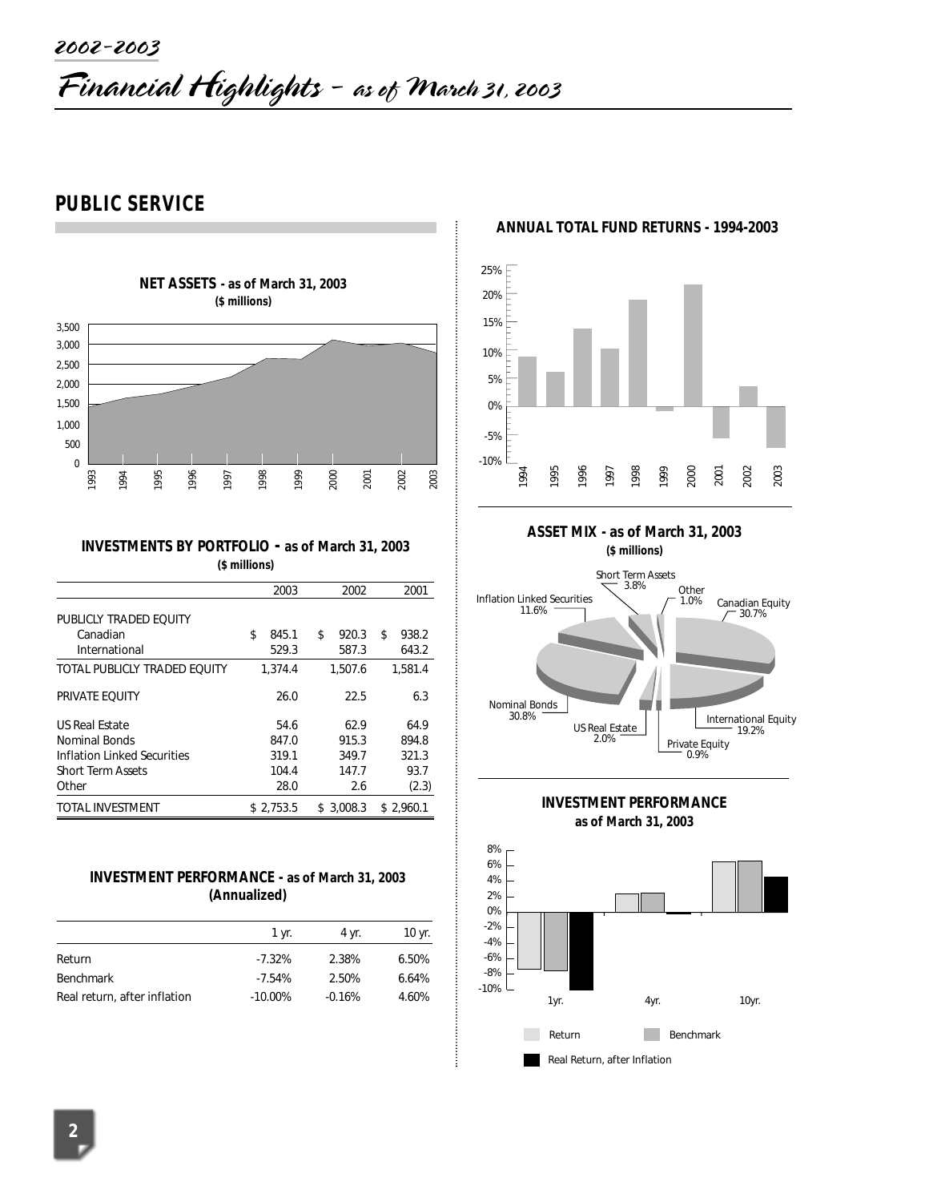# 2002-2003

# Financial Highlights - as of March 31, 2003

## PUBLIC SERVICE

**NET ASSETS - as of March 31, 2003**
**($ millions)**

**INVESTMENTS BY PORTFOLIO - as of March 31, 2003**
**($ millions)**

| | 2003 | 2002 | 2001 |
|---|---|---|---|
| PUBLICLY TRADED EQUITY | | | |
| Canadian | $ 845.1 | $ 920.3 | $ 938.2 |
| International | 529.3 | 587.3 | 643.2 |
| TOTAL PUBLICLY TRADED EQUITY | 1,374.4 | 1,507.6 | 1,581.4 |
| PRIVATE EQUITY | 26.0 | 22.5 | 6.3 |
| US Real Estate | 54.6 | 62.9 | 64.9 |
| Nominal Bonds | 847.0 | 915.3 | 894.8 |
| Inflation Linked Securities | 319.1 | 349.7 | 321.3 |
| Short Term Assets | 104.4 | 147.7 | 93.7 |
| Other | 28.0 | 2.6 | (2.3) |
| TOTAL INVESTMENT | $ 2,753.5 | $ 3,008.3 | $ 2,960.1 |

**INVESTMENT PERFORMANCE - as of March 31, 2003**
**(Annualized)**

| | 1 yr. | 4 yr. | 10 yr. |
|---|---|---|---|
| Return | -7.32% | 2.38% | 6.50% |
| Benchmark | -7.54% | 2.50% | 6.64% |
| Real return, after inflation | -10.00% | -0.16% | 4.60% |

**ANNUAL TOTAL FUND RETURNS - 1994-2003**

**ASSET MIX - as of March 31, 2003**
**($ millions)**

| Asset | % |
|---|---|
| Canadian Equity | 30.7% |
| International Equity | 19.2% |
| Private Equity | 0.9% |
| US Real Estate | 2.0% |
| Nominal Bonds | 30.8% |
| Inflation Linked Securities | 11.6% |
| Short Term Assets | 3.8% |
| Other | 1.0% |

**INVESTMENT PERFORMANCE**
**as of March 31, 2003**

Return | Benchmark | Real Return, after Inflation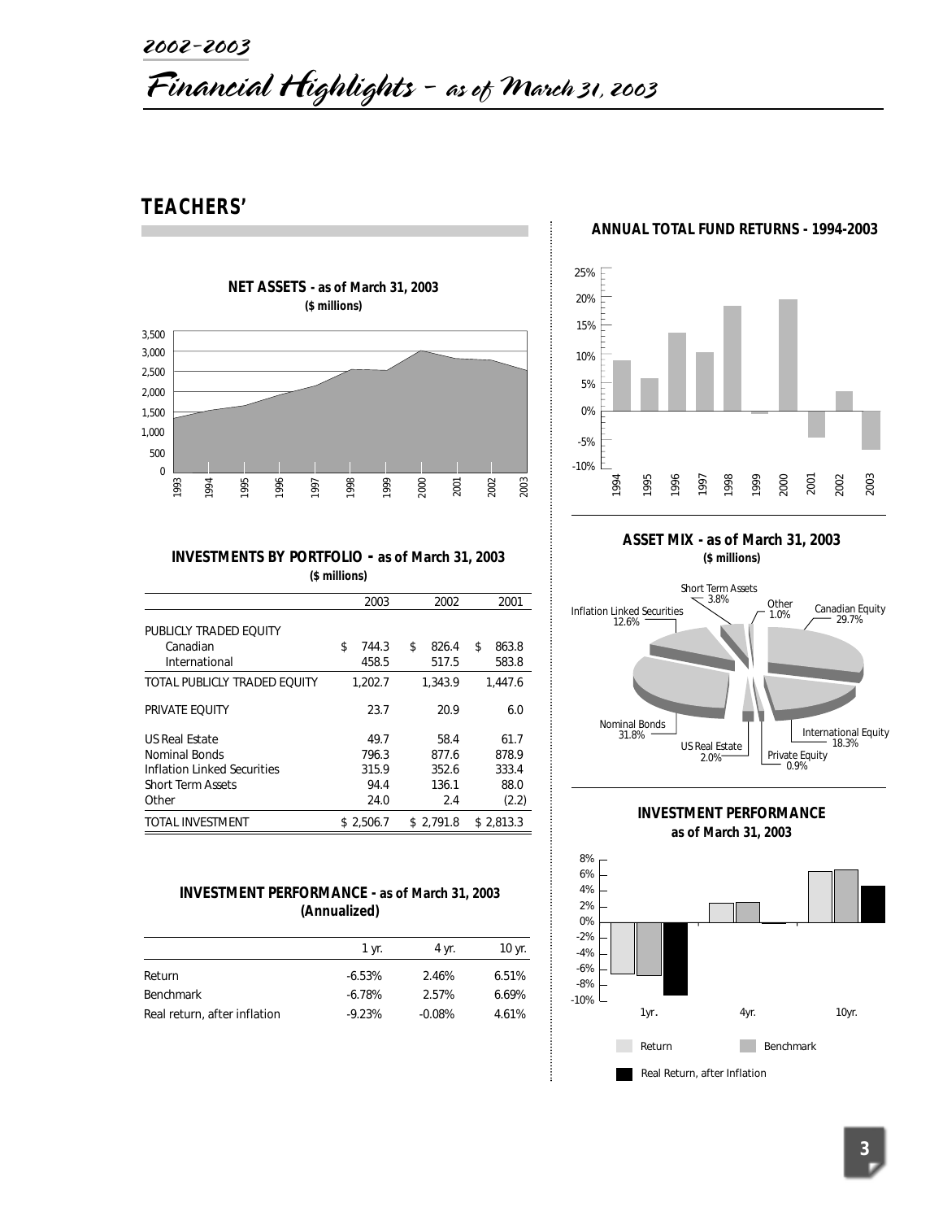# 2002-2003

# Financial Highlights - as of March 31, 2003

## TEACHERS'

**NET ASSETS - as of March 31, 2003**
**($ millions)**

**ANNUAL TOTAL FUND RETURNS - 1994-2003**

**INVESTMENTS BY PORTFOLIO - as of March 31, 2003**
**($ millions)**

| | 2003 | 2002 | 2001 |
|---|---|---|---|
| PUBLICLY TRADED EQUITY | | | |
| Canadian | $ 744.3 | $ 826.4 | $ 863.8 |
| International | 458.5 | 517.5 | 583.8 |
| TOTAL PUBLICLY TRADED EQUITY | 1,202.7 | 1,343.9 | 1,447.6 |
| PRIVATE EQUITY | 23.7 | 20.9 | 6.0 |
| US Real Estate | 49.7 | 58.4 | 61.7 |
| Nominal Bonds | 796.3 | 877.6 | 878.9 |
| Inflation Linked Securities | 315.9 | 352.6 | 333.4 |
| Short Term Assets | 94.4 | 136.1 | 88.0 |
| Other | 24.0 | 2.4 | (2.2) |
| TOTAL INVESTMENT | $ 2,506.7 | $ 2,791.8 | $ 2,813.3 |

**ASSET MIX - as of March 31, 2003**
**($ millions)**

Canadian Equity 29.7%, International Equity 18.3%, Private Equity 0.9%, US Real Estate 2.0%, Nominal Bonds 31.8%, Inflation Linked Securities 12.6%, Short Term Assets 3.8%, Other 1.0%

**INVESTMENT PERFORMANCE - as of March 31, 2003**
**(Annualized)**

| | 1 yr. | 4 yr. | 10 yr. |
|---|---|---|---|
| Return | -6.53% | 2.46% | 6.51% |
| Benchmark | -6.78% | 2.57% | 6.69% |
| Real return, after inflation | -9.23% | -0.08% | 4.61% |

**INVESTMENT PERFORMANCE**
**as of March 31, 2003**

Return / Benchmark / Real Return, after Inflation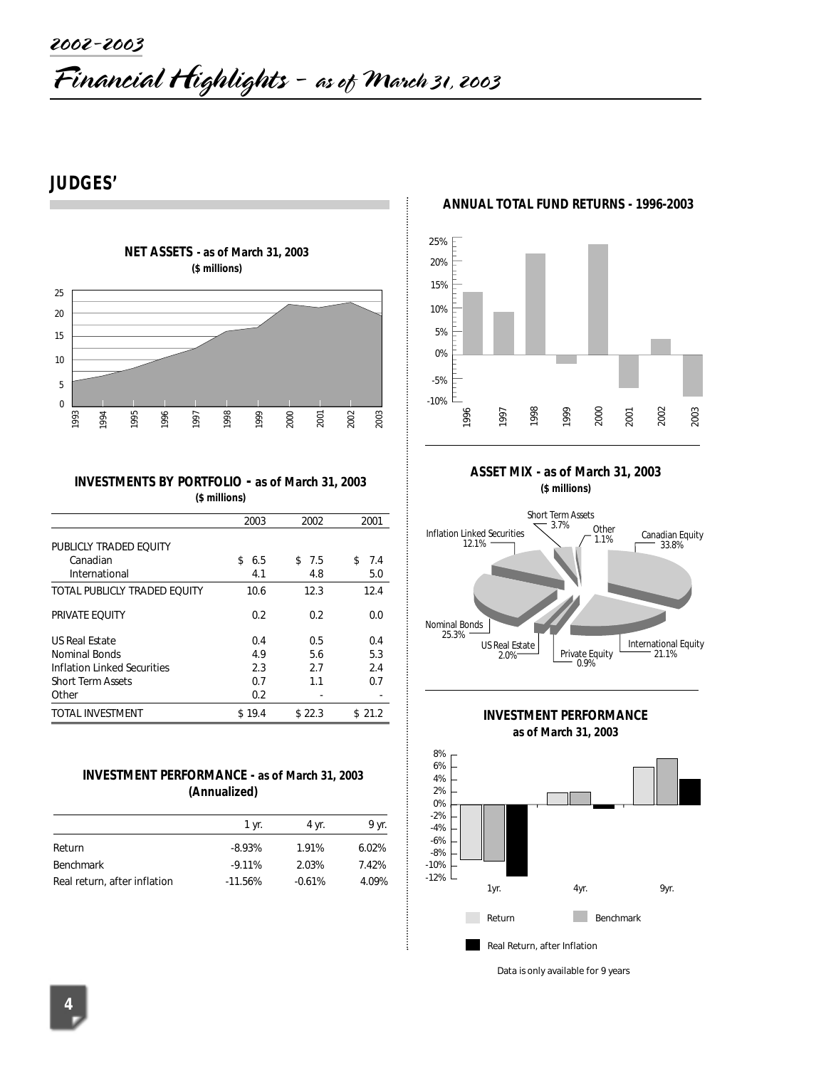# 2002-2003

# Financial Highlights – as of March 31, 2003

## JUDGES'

### NET ASSETS - as of March 31, 2003

($ millions)

### INVESTMENTS BY PORTFOLIO - as of March 31, 2003

($ millions)

| | 2003 | 2002 | 2001 |
|---|---|---|---|
| PUBLICLY TRADED EQUITY | | | |
| Canadian | $ 6.5 | $ 7.5 | $ 7.4 |
| International | 4.1 | 4.8 | 5.0 |
| TOTAL PUBLICLY TRADED EQUITY | 10.6 | 12.3 | 12.4 |
| PRIVATE EQUITY | 0.2 | 0.2 | 0.0 |
| US Real Estate | 0.4 | 0.5 | 0.4 |
| Nominal Bonds | 4.9 | 5.6 | 5.3 |
| Inflation Linked Securities | 2.3 | 2.7 | 2.4 |
| Short Term Assets | 0.7 | 1.1 | 0.7 |
| Other | 0.2 | - | - |
| TOTAL INVESTMENT | $ 19.4 | $ 22.3 | $ 21.2 |

### INVESTMENT PERFORMANCE - as of March 31, 2003 (Annualized)

| | 1 yr. | 4 yr. | 9 yr. |
|---|---|---|---|
| Return | -8.93% | 1.91% | 6.02% |
| Benchmark | -9.11% | 2.03% | 7.42% |
| Real return, after inflation | -11.56% | -0.61% | 4.09% |

### ANNUAL TOTAL FUND RETURNS - 1996-2003

### ASSET MIX - as of March 31, 2003

($ millions)

- Canadian Equity 33.8%
- International Equity 21.1%
- Private Equity 0.9%
- US Real Estate 2.0%
- Nominal Bonds 25.3%
- Inflation Linked Securities 12.1%
- Short Term Assets 3.7%
- Other 1.1%

### INVESTMENT PERFORMANCE as of March 31, 2003

Return | Benchmark | Real Return, after Inflation

Data is only available for 9 years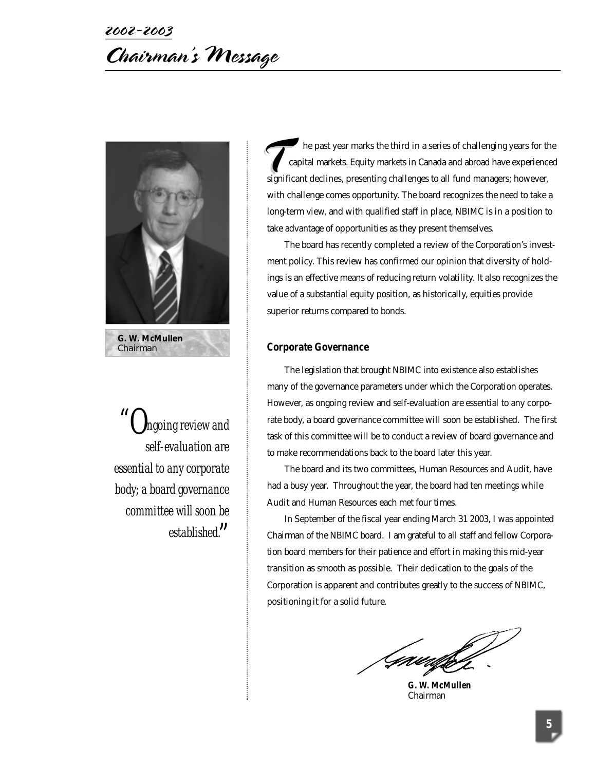# 2002-2003 Chairman's Message

**G. W. McMullen**
Chairman

*"Ongoing review and self-evaluation are essential to any corporate body; a board governance committee will soon be established."*

The past year marks the third in a series of challenging years for the capital markets. Equity markets in Canada and abroad have experienced significant declines, presenting challenges to all fund managers; however, with challenge comes opportunity. The board recognizes the need to take a long-term view, and with qualified staff in place, NBIMC is in a position to take advantage of opportunities as they present themselves.

The board has recently completed a review of the Corporation's investment policy. This review has confirmed our opinion that diversity of holdings is an effective means of reducing return volatility. It also recognizes the value of a substantial equity position, as historically, equities provide superior returns compared to bonds.

## Corporate Governance

The legislation that brought NBIMC into existence also establishes many of the governance parameters under which the Corporation operates. However, as ongoing review and self-evaluation are essential to any corporate body, a board governance committee will soon be established. The first task of this committee will be to conduct a review of board governance and to make recommendations back to the board later this year.

The board and its two committees, Human Resources and Audit, have had a busy year. Throughout the year, the board had ten meetings while Audit and Human Resources each met four times.

In September of the fiscal year ending March 31 2003, I was appointed Chairman of the NBIMC board. I am grateful to all staff and fellow Corporation board members for their patience and effort in making this mid-year transition as smooth as possible. Their dedication to the goals of the Corporation is apparent and contributes greatly to the success of NBIMC, positioning it for a solid future.

**G. W. McMullen**
Chairman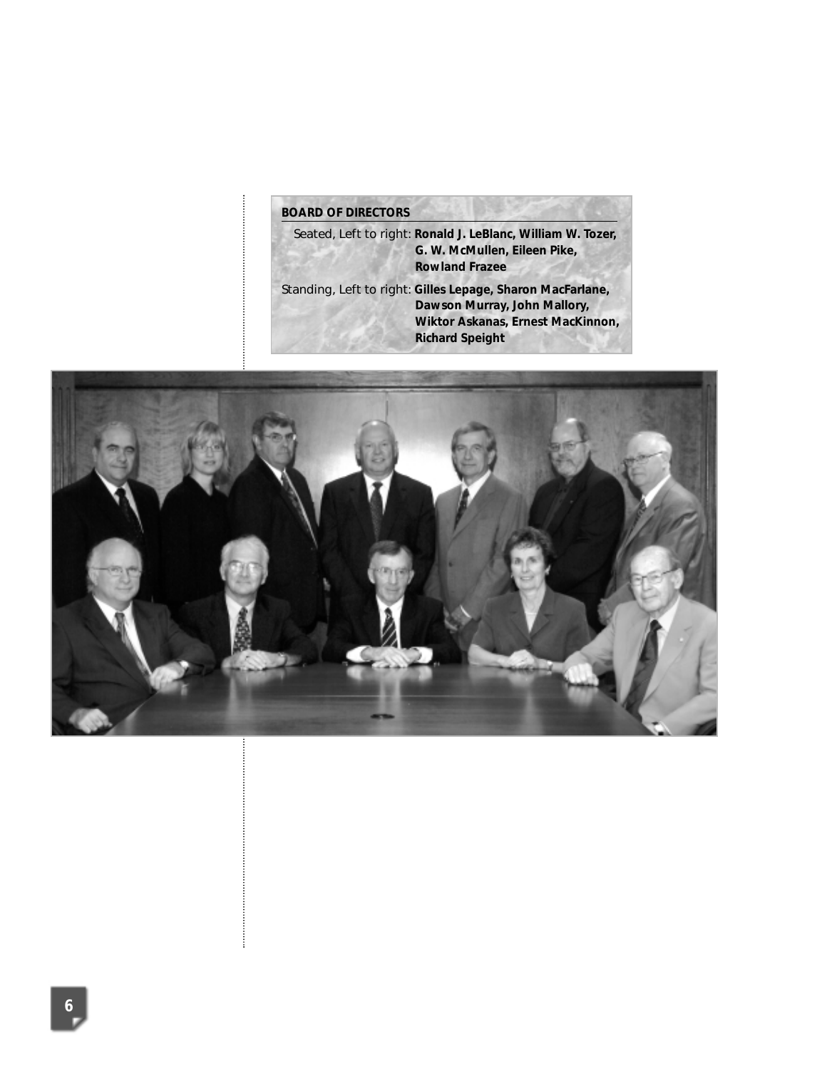## BOARD OF DIRECTORS

Seated, Left to right: **Ronald J. LeBlanc, William W. Tozer, G. W. McMullen, Eileen Pike, Rowland Frazee**

Standing, Left to right: **Gilles Lepage, Sharon MacFarlane, Dawson Murray, John Mallory, Wiktor Askanas, Ernest MacKinnon, Richard Speight**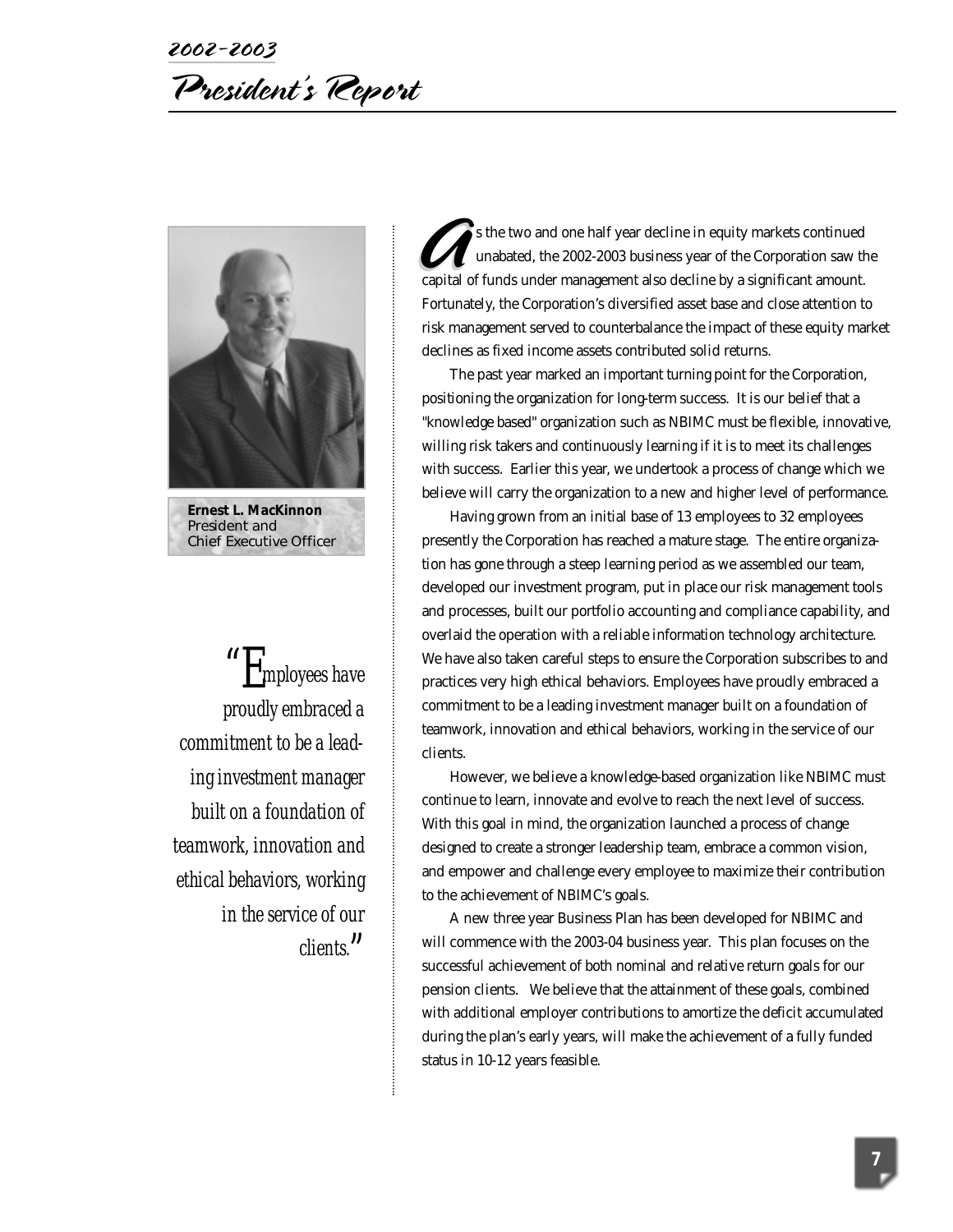# 2002-2003 President's Report

**Ernest L. MacKinnon**
President and
Chief Executive Officer

> *"Employees have proudly embraced a commitment to be a leading investment manager built on a foundation of teamwork, innovation and ethical behaviors, working in the service of our clients."*

As the two and one half year decline in equity markets continued unabated, the 2002-2003 business year of the Corporation saw the capital of funds under management also decline by a significant amount. Fortunately, the Corporation's diversified asset base and close attention to risk management served to counterbalance the impact of these equity market declines as fixed income assets contributed solid returns.

The past year marked an important turning point for the Corporation, positioning the organization for long-term success. It is our belief that a "knowledge based" organization such as NBIMC must be flexible, innovative, willing risk takers and continuously learning if it is to meet its challenges with success. Earlier this year, we undertook a process of change which we believe will carry the organization to a new and higher level of performance.

Having grown from an initial base of 13 employees to 32 employees presently the Corporation has reached a mature stage. The entire organization has gone through a steep learning period as we assembled our team, developed our investment program, put in place our risk management tools and processes, built our portfolio accounting and compliance capability, and overlaid the operation with a reliable information technology architecture. We have also taken careful steps to ensure the Corporation subscribes to and practices very high ethical behaviors. Employees have proudly embraced a commitment to be a leading investment manager built on a foundation of teamwork, innovation and ethical behaviors, working in the service of our clients.

However, we believe a knowledge-based organization like NBIMC must continue to learn, innovate and evolve to reach the next level of success. With this goal in mind, the organization launched a process of change designed to create a stronger leadership team, embrace a common vision, and empower and challenge every employee to maximize their contribution to the achievement of NBIMC's goals.

A new three year Business Plan has been developed for NBIMC and will commence with the 2003-04 business year. This plan focuses on the successful achievement of both nominal and relative return goals for our pension clients. We believe that the attainment of these goals, combined with additional employer contributions to amortize the deficit accumulated during the plan's early years, will make the achievement of a fully funded status in 10-12 years feasible.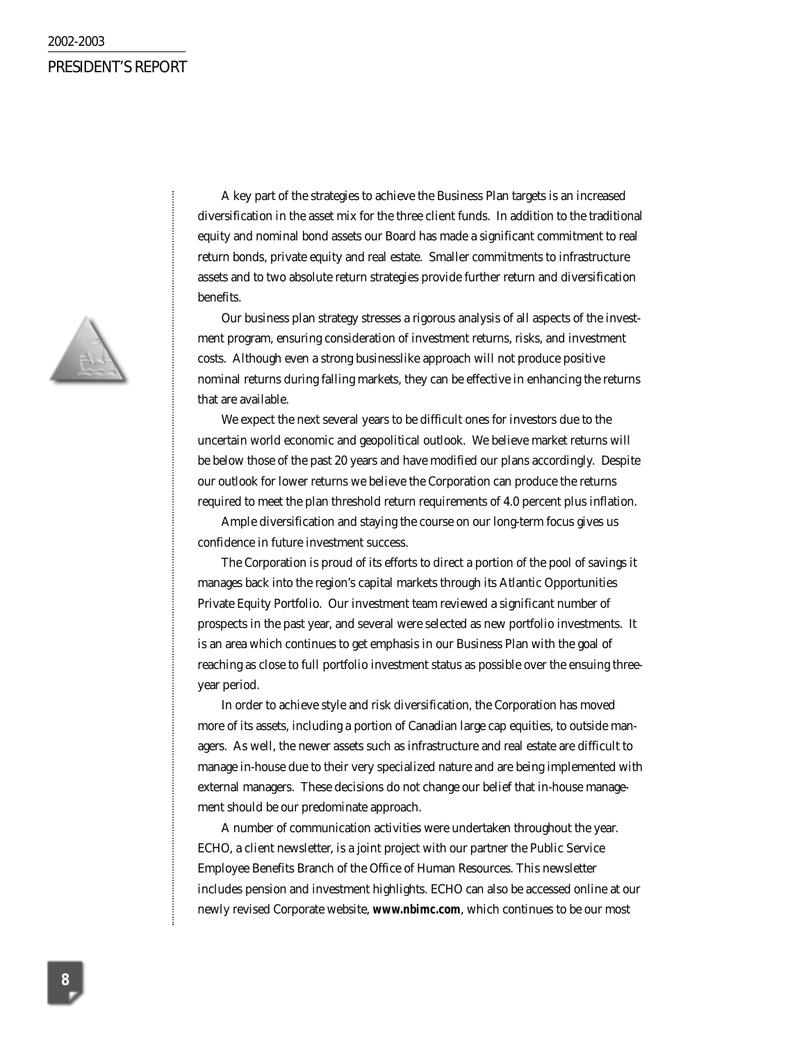A key part of the strategies to achieve the Business Plan targets is an increased diversification in the asset mix for the three client funds. In addition to the traditional equity and nominal bond assets our Board has made a significant commitment to real return bonds, private equity and real estate. Smaller commitments to infrastructure assets and to two absolute return strategies provide further return and diversification benefits.

Our business plan strategy stresses a rigorous analysis of all aspects of the investment program, ensuring consideration of investment returns, risks, and investment costs. Although even a strong businesslike approach will not produce positive nominal returns during falling markets, they can be effective in enhancing the returns that are available.

We expect the next several years to be difficult ones for investors due to the uncertain world economic and geopolitical outlook. We believe market returns will be below those of the past 20 years and have modified our plans accordingly. Despite our outlook for lower returns we believe the Corporation can produce the returns required to meet the plan threshold return requirements of 4.0 percent plus inflation.

Ample diversification and staying the course on our long-term focus gives us confidence in future investment success.

The Corporation is proud of its efforts to direct a portion of the pool of savings it manages back into the region's capital markets through its Atlantic Opportunities Private Equity Portfolio. Our investment team reviewed a significant number of prospects in the past year, and several were selected as new portfolio investments. It is an area which continues to get emphasis in our Business Plan with the goal of reaching as close to full portfolio investment status as possible over the ensuing three-year period.

In order to achieve style and risk diversification, the Corporation has moved more of its assets, including a portion of Canadian large cap equities, to outside managers. As well, the newer assets such as infrastructure and real estate are difficult to manage in-house due to their very specialized nature and are being implemented with external managers. These decisions do not change our belief that in-house management should be our predominate approach.

A number of communication activities were undertaken throughout the year. ECHO, a client newsletter, is a joint project with our partner the Public Service Employee Benefits Branch of the Office of Human Resources. This newsletter includes pension and investment highlights. ECHO can also be accessed online at our newly revised Corporate website, **www.nbimc.com**, which continues to be our most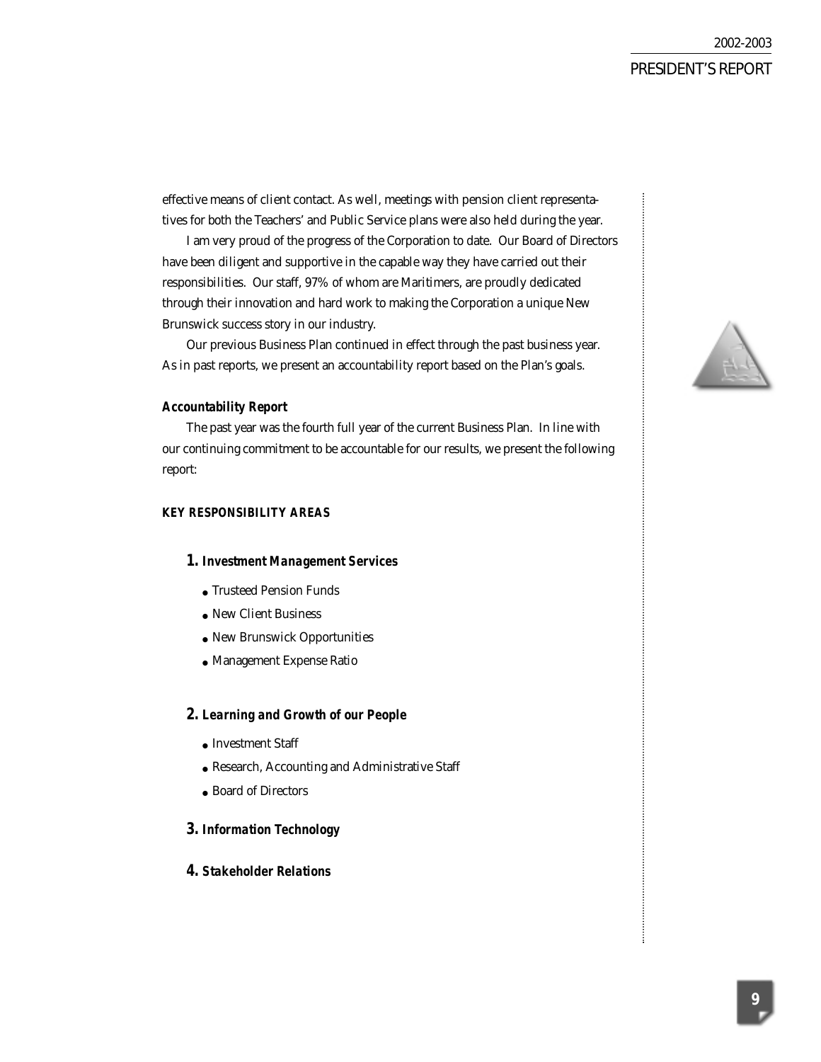effective means of client contact. As well, meetings with pension client representatives for both the Teachers' and Public Service plans were also held during the year.

I am very proud of the progress of the Corporation to date. Our Board of Directors have been diligent and supportive in the capable way they have carried out their responsibilities. Our staff, 97% of whom are Maritimers, are proudly dedicated through their innovation and hard work to making the Corporation a unique New Brunswick success story in our industry.

Our previous Business Plan continued in effect through the past business year. As in past reports, we present an accountability report based on the Plan's goals.

### *Accountability Report*

The past year was the fourth full year of the current Business Plan. In line with our continuing commitment to be accountable for our results, we present the following report:

#### KEY RESPONSIBILITY AREAS

**1. *Investment Management Services***

- Trusteed Pension Funds
- New Client Business
- New Brunswick Opportunities
- Management Expense Ratio

**2. *Learning and Growth of our People***

- Investment Staff
- Research, Accounting and Administrative Staff
- Board of Directors

**3. *Information Technology***

**4. *Stakeholder Relations***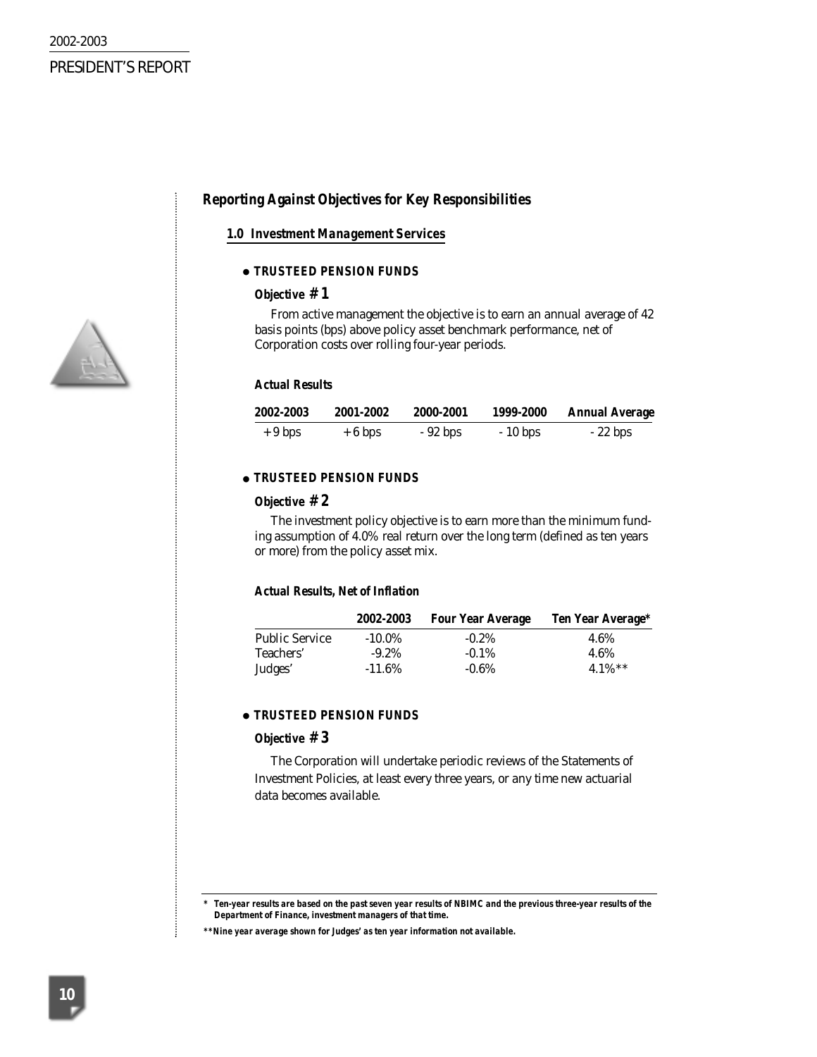## Reporting Against Objectives for Key Responsibilities

### 1.0 Investment Management Services

- **TRUSTEED PENSION FUNDS**

**Objective # 1**

From active management the objective is to earn an annual average of 42 basis points (bps) above policy asset benchmark performance, net of Corporation costs over rolling four-year periods.

**Actual Results**

| 2002-2003 | 2001-2002 | 2000-2001 | 1999-2000 | Annual Average |
|---|---|---|---|---|
| + 9 bps | + 6 bps | - 92 bps | - 10 bps | - 22 bps |

- **TRUSTEED PENSION FUNDS**

**Objective # 2**

The investment policy objective is to earn more than the minimum funding assumption of 4.0% real return over the long term (defined as ten years or more) from the policy asset mix.

**Actual Results, Net of Inflation**

| | 2002-2003 | Four Year Average | Ten Year Average* |
|---|---|---|---|
| Public Service | -10.0% | -0.2% | 4.6% |
| Teachers' | -9.2% | -0.1% | 4.6% |
| Judges' | -11.6% | -0.6% | 4.1%** |

- **TRUSTEED PENSION FUNDS**

**Objective # 3**

The Corporation will undertake periodic reviews of the Statements of Investment Policies, at least every three years, or any time new actuarial data becomes available.

---

*\* Ten-year results are based on the past seven year results of NBIMC and the previous three-year results of the Department of Finance, investment managers of that time.*

*\*\*Nine year average shown for Judges' as ten year information not available.*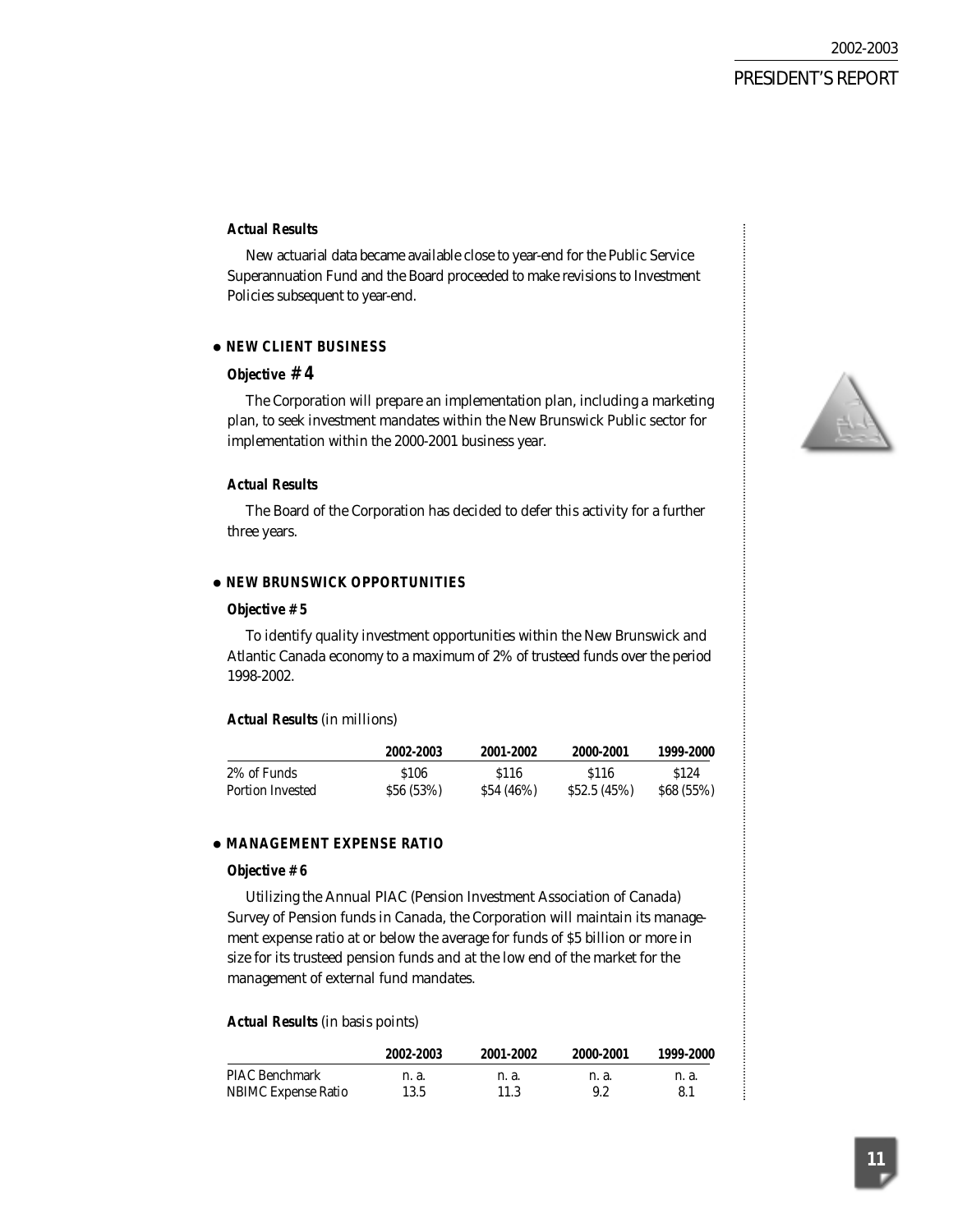**Actual Results**

New actuarial data became available close to year-end for the Public Service Superannuation Fund and the Board proceeded to make revisions to Investment Policies subsequent to year-end.

## ● NEW CLIENT BUSINESS

**Objective # 4**

The Corporation will prepare an implementation plan, including a marketing plan, to seek investment mandates within the New Brunswick Public sector for implementation within the 2000-2001 business year.

**Actual Results**

The Board of the Corporation has decided to defer this activity for a further three years.

## ● NEW BRUNSWICK OPPORTUNITIES

**Objective # 5**

To identify quality investment opportunities within the New Brunswick and Atlantic Canada economy to a maximum of 2% of trusteed funds over the period 1998-2002.

**Actual Results** (in millions)

| | 2002-2003 | 2001-2002 | 2000-2001 | 1999-2000 |
|---|---|---|---|---|
| 2% of Funds | $106 | $116 | $116 | $124 |
| Portion Invested | $56 (53%) | $54 (46%) | $52.5 (45%) | $68 (55%) |

## ● MANAGEMENT EXPENSE RATIO

**Objective # 6**

Utilizing the Annual PIAC (Pension Investment Association of Canada) Survey of Pension funds in Canada, the Corporation will maintain its management expense ratio at or below the average for funds of $5 billion or more in size for its trusteed pension funds and at the low end of the market for the management of external fund mandates.

**Actual Results** (in basis points)

| | 2002-2003 | 2001-2002 | 2000-2001 | 1999-2000 |
|---|---|---|---|---|
| PIAC Benchmark | n. a. | n. a. | n. a. | n. a. |
| NBIMC Expense Ratio | 13.5 | 11.3 | 9.2 | 8.1 |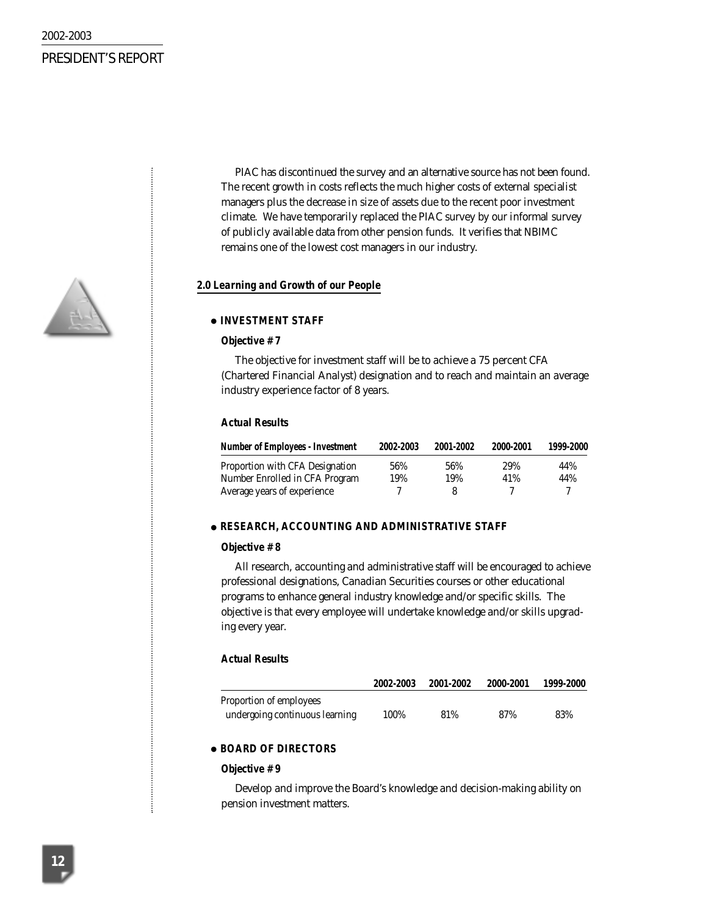PIAC has discontinued the survey and an alternative source has not been found. The recent growth in costs reflects the much higher costs of external specialist managers plus the decrease in size of assets due to the recent poor investment climate. We have temporarily replaced the PIAC survey by our informal survey of publicly available data from other pension funds. It verifies that NBIMC remains one of the lowest cost managers in our industry.

## *2.0 Learning and Growth of our People*

### ● INVESTMENT STAFF

**Objective # 7**

The objective for investment staff will be to achieve a 75 percent CFA (Chartered Financial Analyst) designation and to reach and maintain an average industry experience factor of 8 years.

**Actual Results**

| *Number of Employees - Investment* | *2002-2003* | *2001-2002* | *2000-2001* | *1999-2000* |
|---|---|---|---|---|
| Proportion with CFA Designation | 56% | 56% | 29% | 44% |
| Number Enrolled in CFA Program | 19% | 19% | 41% | 44% |
| Average years of experience | 7 | 8 | 7 | 7 |

### ● RESEARCH, ACCOUNTING AND ADMINISTRATIVE STAFF

**Objective # 8**

All research, accounting and administrative staff will be encouraged to achieve professional designations, Canadian Securities courses or other educational programs to enhance general industry knowledge and/or specific skills. The objective is that every employee will undertake knowledge and/or skills upgrading every year.

**Actual Results**

| | *2002-2003* | *2001-2002* | *2000-2001* | *1999-2000* |
|---|---|---|---|---|
| Proportion of employees undergoing continuous learning | 100% | 81% | 87% | 83% |

### ● BOARD OF DIRECTORS

**Objective # 9**

Develop and improve the Board's knowledge and decision-making ability on pension investment matters.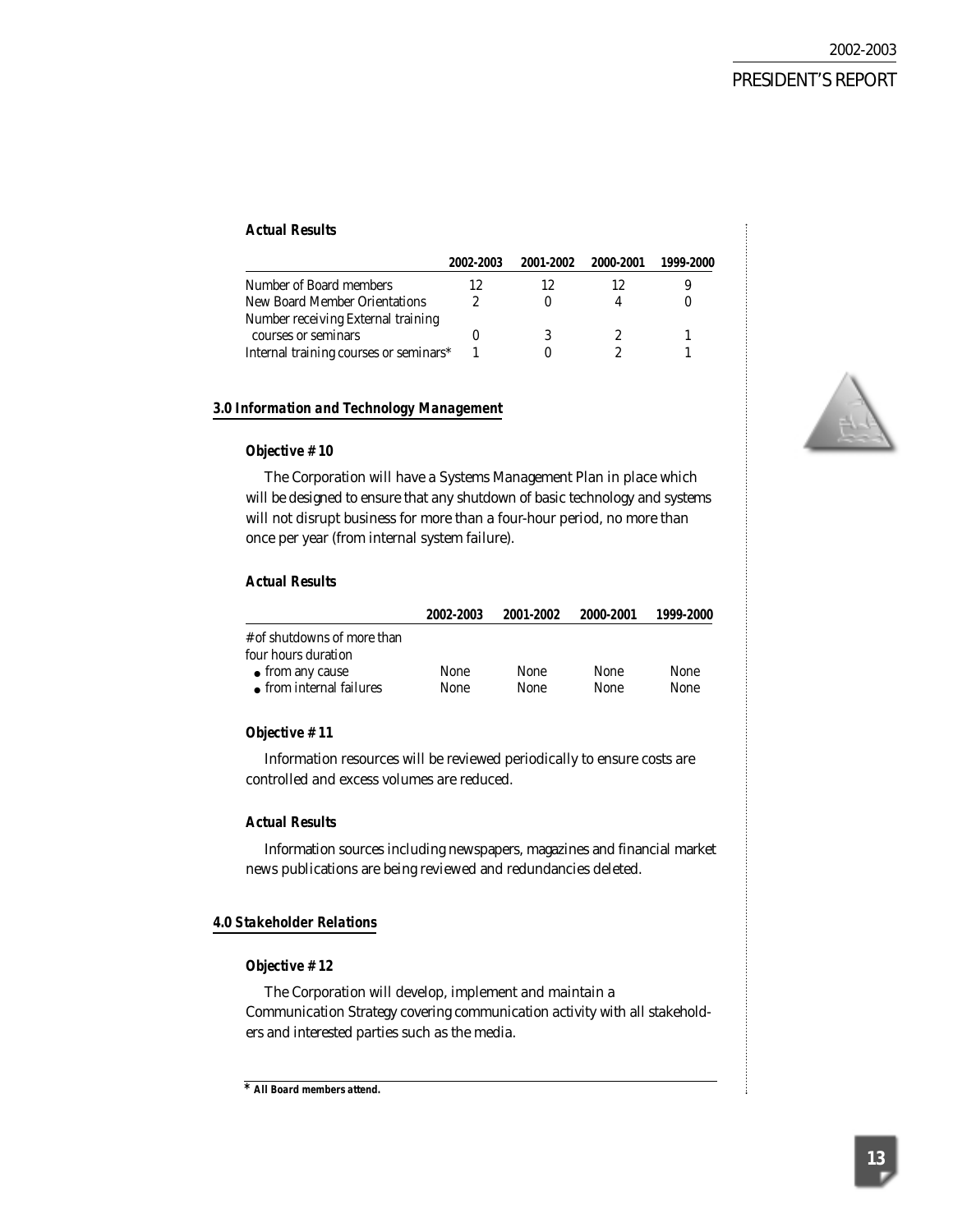**Actual Results**

| | 2002-2003 | 2001-2002 | 2000-2001 | 1999-2000 |
|---|---|---|---|---|
| Number of Board members | 12 | 12 | 12 | 9 |
| New Board Member Orientations | 2 | 0 | 4 | 0 |
| Number receiving External training courses or seminars | 0 | 3 | 2 | 1 |
| Internal training courses or seminars* | 1 | 0 | 2 | 1 |

## 3.0 Information and Technology Management

**Objective # 10**

The Corporation will have a Systems Management Plan in place which will be designed to ensure that any shutdown of basic technology and systems will not disrupt business for more than a four-hour period, no more than once per year (from internal system failure).

**Actual Results**

| | 2002-2003 | 2001-2002 | 2000-2001 | 1999-2000 |
|---|---|---|---|---|
| # of shutdowns of more than four hours duration | | | | |
| • from any cause | None | None | None | None |
| • from internal failures | None | None | None | None |

**Objective # 11**

Information resources will be reviewed periodically to ensure costs are controlled and excess volumes are reduced.

**Actual Results**

Information sources including newspapers, magazines and financial market news publications are being reviewed and redundancies deleted.

## 4.0 Stakeholder Relations

**Objective # 12**

The Corporation will develop, implement and maintain a Communication Strategy covering communication activity with all stakeholders and interested parties such as the media.

---

\* *All Board members attend.*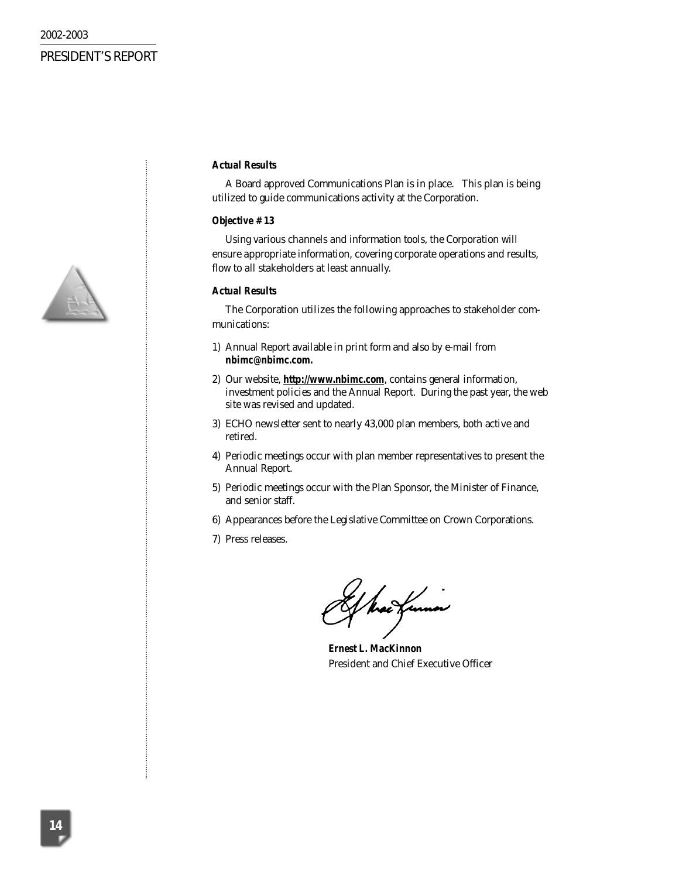***Actual Results***

A Board approved Communications Plan is in place. This plan is being utilized to guide communications activity at the Corporation.

***Objective # 13***

Using various channels and information tools, the Corporation will ensure appropriate information, covering corporate operations and results, flow to all stakeholders at least annually.

***Actual Results***

The Corporation utilizes the following approaches to stakeholder communications:

1) Annual Report available in print form and also by e-mail from **nbimc@nbimc.com.**
2) Our website, **http://www.nbimc.com**, contains general information, investment policies and the Annual Report. During the past year, the web site was revised and updated.
3) ECHO newsletter sent to nearly 43,000 plan members, both active and retired.
4) Periodic meetings occur with plan member representatives to present the Annual Report.
5) Periodic meetings occur with the Plan Sponsor, the Minister of Finance, and senior staff.
6) Appearances before the Legislative Committee on Crown Corporations.
7) Press releases.

***Ernest L. MacKinnon***
President and Chief Executive Officer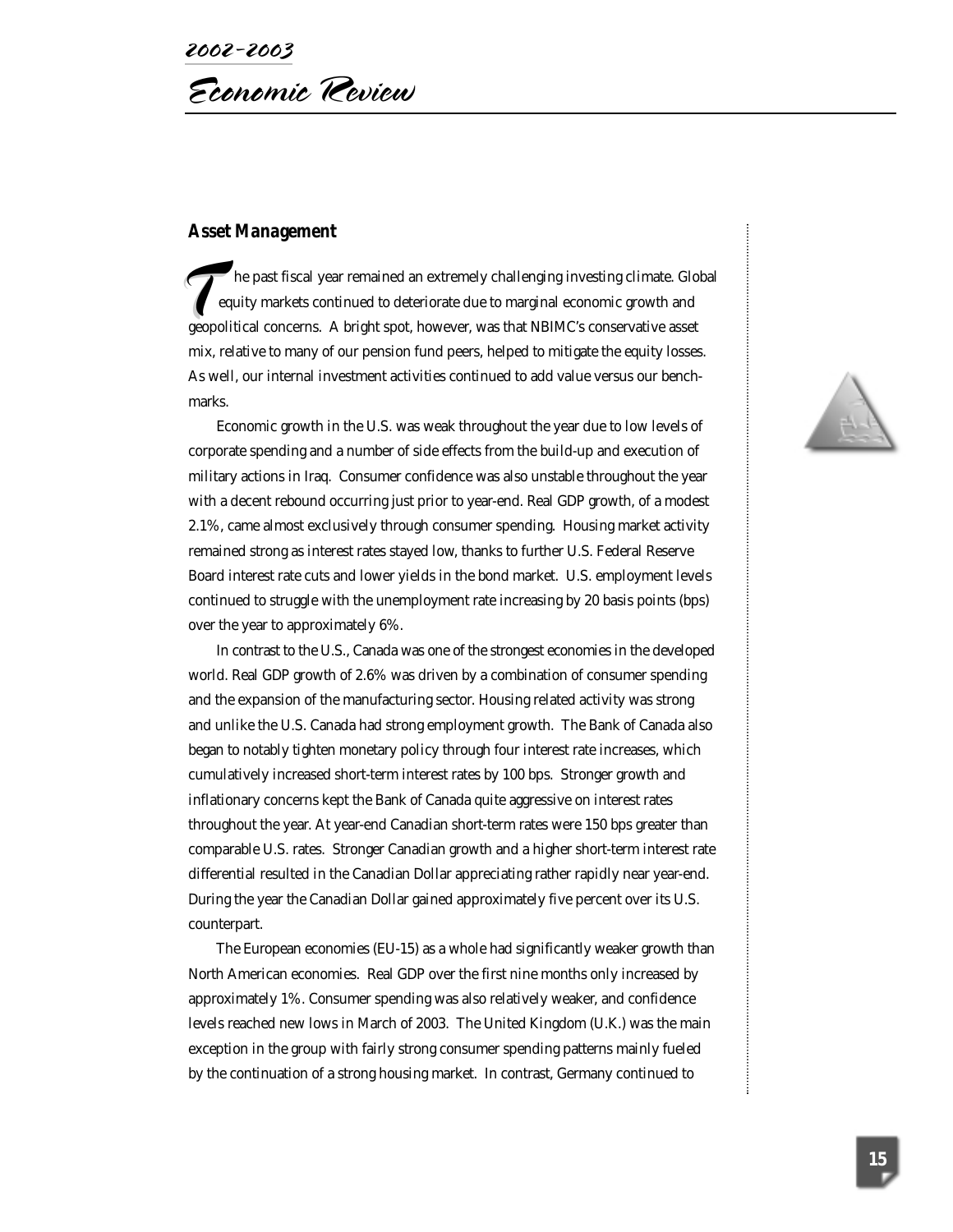# 2002-2003 Economic Review

## Asset Management

The past fiscal year remained an extremely challenging investing climate. Global equity markets continued to deteriorate due to marginal economic growth and geopolitical concerns. A bright spot, however, was that NBIMC's conservative asset mix, relative to many of our pension fund peers, helped to mitigate the equity losses. As well, our internal investment activities continued to add value versus our benchmarks.

Economic growth in the U.S. was weak throughout the year due to low levels of corporate spending and a number of side effects from the build-up and execution of military actions in Iraq. Consumer confidence was also unstable throughout the year with a decent rebound occurring just prior to year-end. Real GDP growth, of a modest 2.1%, came almost exclusively through consumer spending. Housing market activity remained strong as interest rates stayed low, thanks to further U.S. Federal Reserve Board interest rate cuts and lower yields in the bond market. U.S. employment levels continued to struggle with the unemployment rate increasing by 20 basis points (bps) over the year to approximately 6%.

In contrast to the U.S., Canada was one of the strongest economies in the developed world. Real GDP growth of 2.6% was driven by a combination of consumer spending and the expansion of the manufacturing sector. Housing related activity was strong and unlike the U.S. Canada had strong employment growth. The Bank of Canada also began to notably tighten monetary policy through four interest rate increases, which cumulatively increased short-term interest rates by 100 bps. Stronger growth and inflationary concerns kept the Bank of Canada quite aggressive on interest rates throughout the year. At year-end Canadian short-term rates were 150 bps greater than comparable U.S. rates. Stronger Canadian growth and a higher short-term interest rate differential resulted in the Canadian Dollar appreciating rather rapidly near year-end. During the year the Canadian Dollar gained approximately five percent over its U.S. counterpart.

The European economies (EU-15) as a whole had significantly weaker growth than North American economies. Real GDP over the first nine months only increased by approximately 1%. Consumer spending was also relatively weaker, and confidence levels reached new lows in March of 2003. The United Kingdom (U.K.) was the main exception in the group with fairly strong consumer spending patterns mainly fueled by the continuation of a strong housing market. In contrast, Germany continued to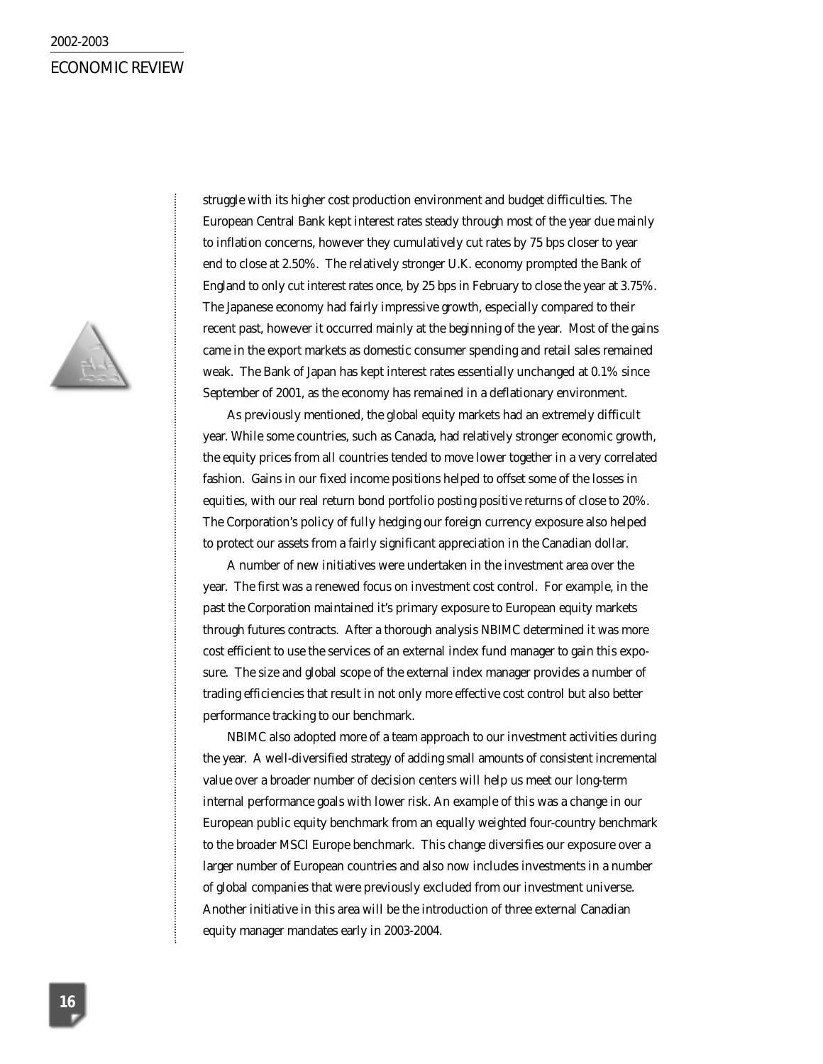struggle with its higher cost production environment and budget difficulties. The European Central Bank kept interest rates steady through most of the year due mainly to inflation concerns, however they cumulatively cut rates by 75 bps closer to year end to close at 2.50%. The relatively stronger U.K. economy prompted the Bank of England to only cut interest rates once, by 25 bps in February to close the year at 3.75%. The Japanese economy had fairly impressive growth, especially compared to their recent past, however it occurred mainly at the beginning of the year. Most of the gains came in the export markets as domestic consumer spending and retail sales remained weak. The Bank of Japan has kept interest rates essentially unchanged at 0.1% since September of 2001, as the economy has remained in a deflationary environment.

As previously mentioned, the global equity markets had an extremely difficult year. While some countries, such as Canada, had relatively stronger economic growth, the equity prices from all countries tended to move lower together in a very correlated fashion. Gains in our fixed income positions helped to offset some of the losses in equities, with our real return bond portfolio posting positive returns of close to 20%. The Corporation's policy of fully hedging our foreign currency exposure also helped to protect our assets from a fairly significant appreciation in the Canadian dollar.

A number of new initiatives were undertaken in the investment area over the year. The first was a renewed focus on investment cost control. For example, in the past the Corporation maintained it's primary exposure to European equity markets through futures contracts. After a thorough analysis NBIMC determined it was more cost efficient to use the services of an external index fund manager to gain this exposure. The size and global scope of the external index manager provides a number of trading efficiencies that result in not only more effective cost control but also better performance tracking to our benchmark.

NBIMC also adopted more of a team approach to our investment activities during the year. A well-diversified strategy of adding small amounts of consistent incremental value over a broader number of decision centers will help us meet our long-term internal performance goals with lower risk. An example of this was a change in our European public equity benchmark from an equally weighted four-country benchmark to the broader MSCI Europe benchmark. This change diversifies our exposure over a larger number of European countries and also now includes investments in a number of global companies that were previously excluded from our investment universe. Another initiative in this area will be the introduction of three external Canadian equity manager mandates early in 2003-2004.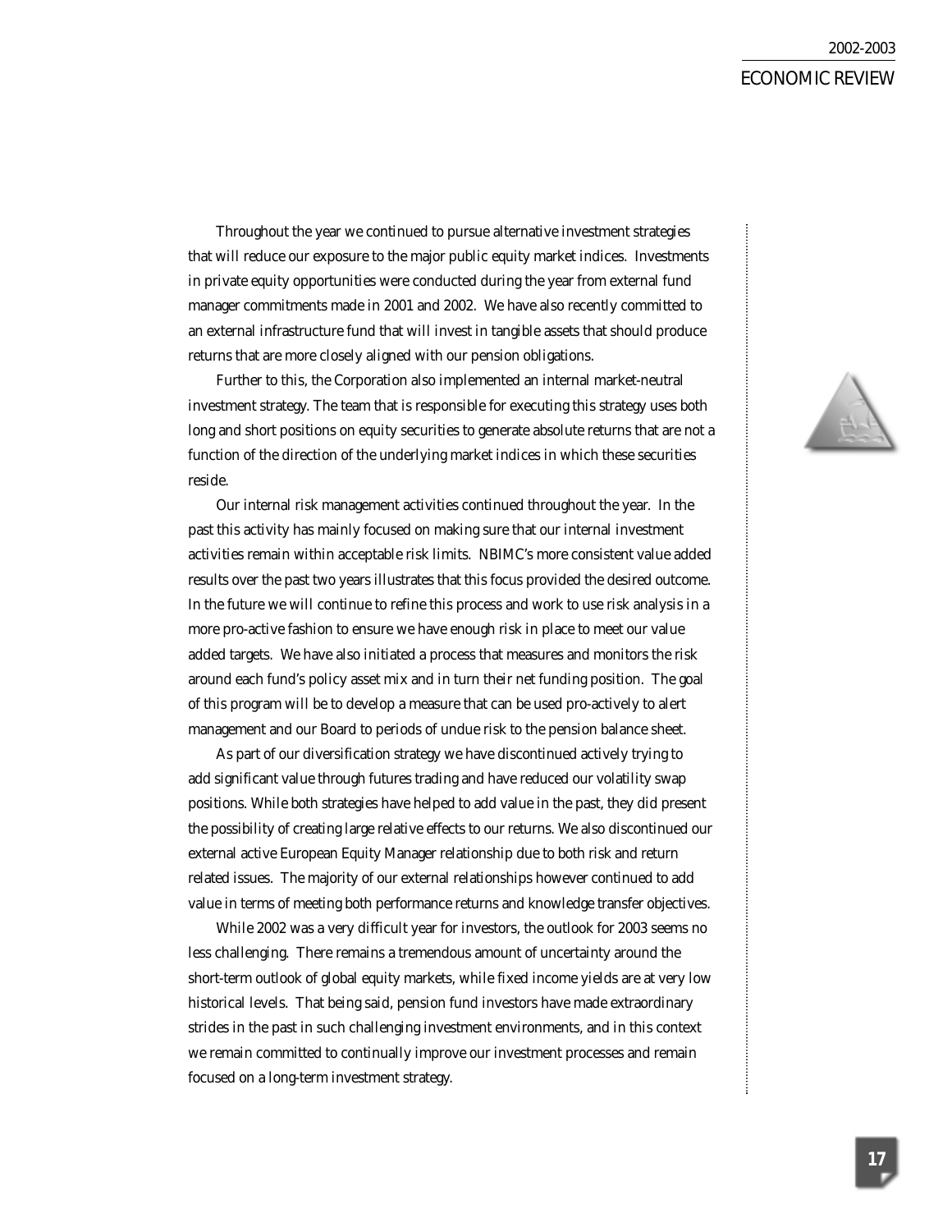Throughout the year we continued to pursue alternative investment strategies that will reduce our exposure to the major public equity market indices. Investments in private equity opportunities were conducted during the year from external fund manager commitments made in 2001 and 2002. We have also recently committed to an external infrastructure fund that will invest in tangible assets that should produce returns that are more closely aligned with our pension obligations.

Further to this, the Corporation also implemented an internal market-neutral investment strategy. The team that is responsible for executing this strategy uses both long and short positions on equity securities to generate absolute returns that are not a function of the direction of the underlying market indices in which these securities reside.

Our internal risk management activities continued throughout the year. In the past this activity has mainly focused on making sure that our internal investment activities remain within acceptable risk limits. NBIMC's more consistent value added results over the past two years illustrates that this focus provided the desired outcome. In the future we will continue to refine this process and work to use risk analysis in a more pro-active fashion to ensure we have enough risk in place to meet our value added targets. We have also initiated a process that measures and monitors the risk around each fund's policy asset mix and in turn their net funding position. The goal of this program will be to develop a measure that can be used pro-actively to alert management and our Board to periods of undue risk to the pension balance sheet.

As part of our diversification strategy we have discontinued actively trying to add significant value through futures trading and have reduced our volatility swap positions. While both strategies have helped to add value in the past, they did present the possibility of creating large relative effects to our returns. We also discontinued our external active European Equity Manager relationship due to both risk and return related issues. The majority of our external relationships however continued to add value in terms of meeting both performance returns and knowledge transfer objectives.

While 2002 was a very difficult year for investors, the outlook for 2003 seems no less challenging. There remains a tremendous amount of uncertainty around the short-term outlook of global equity markets, while fixed income yields are at very low historical levels. That being said, pension fund investors have made extraordinary strides in the past in such challenging investment environments, and in this context we remain committed to continually improve our investment processes and remain focused on a long-term investment strategy.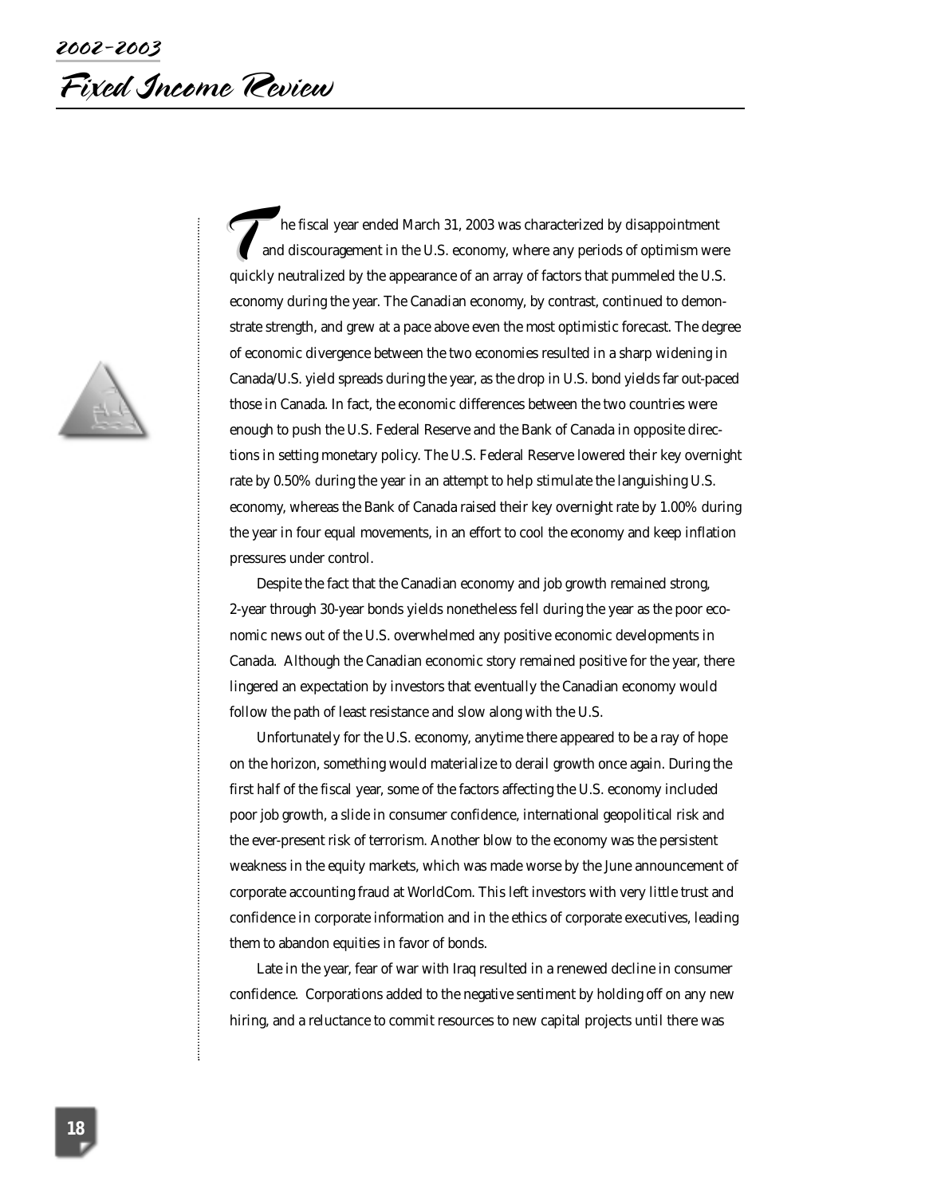# 2002-2003 Fixed Income Review

The fiscal year ended March 31, 2003 was characterized by disappointment and discouragement in the U.S. economy, where any periods of optimism were quickly neutralized by the appearance of an array of factors that pummeled the U.S. economy during the year. The Canadian economy, by contrast, continued to demonstrate strength, and grew at a pace above even the most optimistic forecast. The degree of economic divergence between the two economies resulted in a sharp widening in Canada/U.S. yield spreads during the year, as the drop in U.S. bond yields far out-paced those in Canada. In fact, the economic differences between the two countries were enough to push the U.S. Federal Reserve and the Bank of Canada in opposite directions in setting monetary policy. The U.S. Federal Reserve lowered their key overnight rate by 0.50% during the year in an attempt to help stimulate the languishing U.S. economy, whereas the Bank of Canada raised their key overnight rate by 1.00% during the year in four equal movements, in an effort to cool the economy and keep inflation pressures under control.

Despite the fact that the Canadian economy and job growth remained strong, 2-year through 30-year bonds yields nonetheless fell during the year as the poor economic news out of the U.S. overwhelmed any positive economic developments in Canada. Although the Canadian economic story remained positive for the year, there lingered an expectation by investors that eventually the Canadian economy would follow the path of least resistance and slow along with the U.S.

Unfortunately for the U.S. economy, anytime there appeared to be a ray of hope on the horizon, something would materialize to derail growth once again. During the first half of the fiscal year, some of the factors affecting the U.S. economy included poor job growth, a slide in consumer confidence, international geopolitical risk and the ever-present risk of terrorism. Another blow to the economy was the persistent weakness in the equity markets, which was made worse by the June announcement of corporate accounting fraud at WorldCom. This left investors with very little trust and confidence in corporate information and in the ethics of corporate executives, leading them to abandon equities in favor of bonds.

Late in the year, fear of war with Iraq resulted in a renewed decline in consumer confidence. Corporations added to the negative sentiment by holding off on any new hiring, and a reluctance to commit resources to new capital projects until there was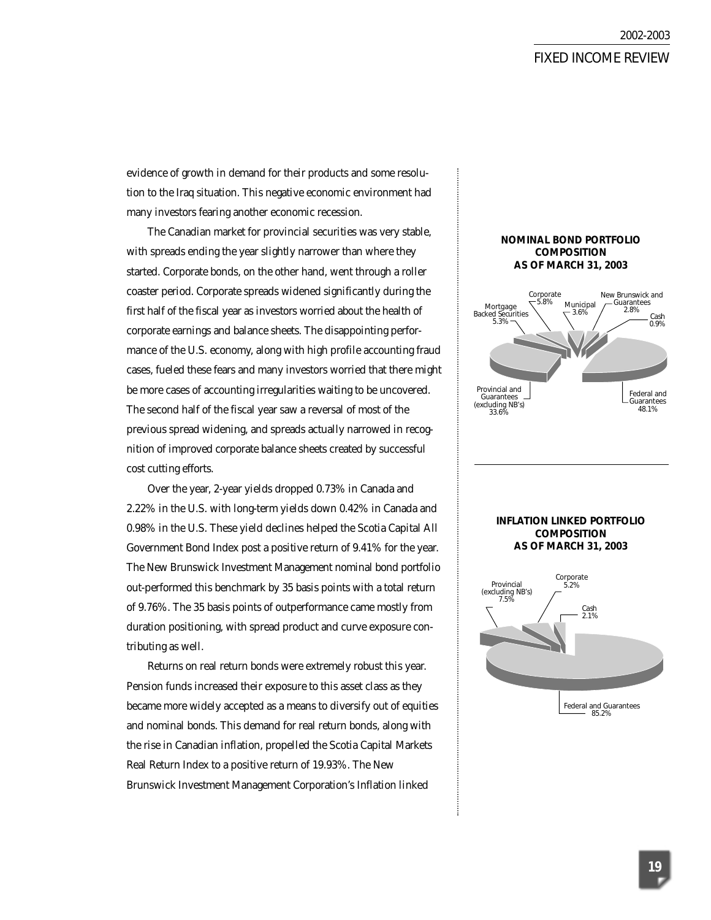evidence of growth in demand for their products and some resolution to the Iraq situation. This negative economic environment had many investors fearing another economic recession.

The Canadian market for provincial securities was very stable, with spreads ending the year slightly narrower than where they started. Corporate bonds, on the other hand, went through a roller coaster period. Corporate spreads widened significantly during the first half of the fiscal year as investors worried about the health of corporate earnings and balance sheets. The disappointing performance of the U.S. economy, along with high profile accounting fraud cases, fueled these fears and many investors worried that there might be more cases of accounting irregularities waiting to be uncovered. The second half of the fiscal year saw a reversal of most of the previous spread widening, and spreads actually narrowed in recognition of improved corporate balance sheets created by successful cost cutting efforts.

Over the year, 2-year yields dropped 0.73% in Canada and 2.22% in the U.S. with long-term yields down 0.42% in Canada and 0.98% in the U.S. These yield declines helped the Scotia Capital All Government Bond Index post a positive return of 9.41% for the year. The New Brunswick Investment Management nominal bond portfolio out-performed this benchmark by 35 basis points with a total return of 9.76%. The 35 basis points of outperformance came mostly from duration positioning, with spread product and curve exposure contributing as well.

Returns on real return bonds were extremely robust this year. Pension funds increased their exposure to this asset class as they became more widely accepted as a means to diversify out of equities and nominal bonds. This demand for real return bonds, along with the rise in Canadian inflation, propelled the Scotia Capital Markets Real Return Index to a positive return of 19.93%. The New Brunswick Investment Management Corporation's Inflation linked

**NOMINAL BOND PORTFOLIO COMPOSITION AS OF MARCH 31, 2003**

| Component | Percentage |
|---|---|
| Federal and Guarantees | 48.1% |
| Provincial and Guarantees (excluding NB's) | 33.6% |
| Corporate | 5.8% |
| Mortgage Backed Securities | 5.3% |
| Municipal | 3.6% |
| New Brunswick and Guarantees | 2.8% |
| Cash | 0.9% |

**INFLATION LINKED PORTFOLIO COMPOSITION AS OF MARCH 31, 2003**

| Component | Percentage |
|---|---|
| Federal and Guarantees | 85.2% |
| Provincial (excluding NB's) | 7.5% |
| Corporate | 5.2% |
| Cash | 2.1% |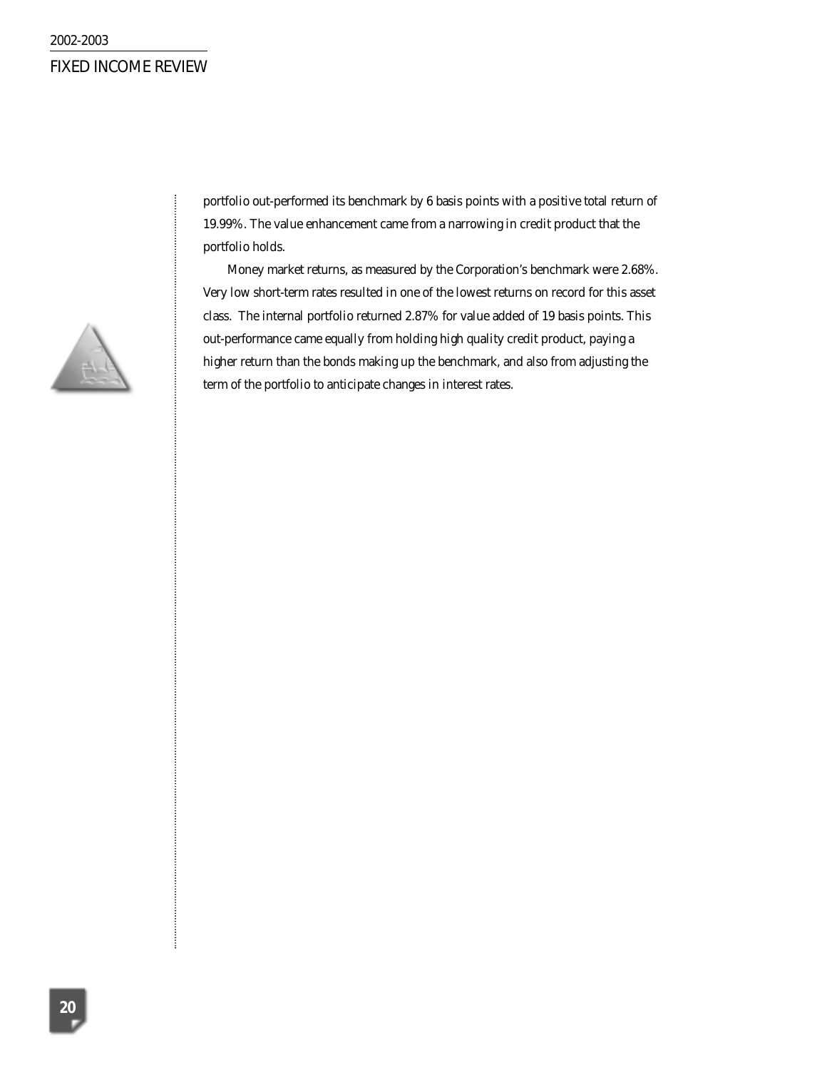portfolio out-performed its benchmark by 6 basis points with a positive total return of 19.99%. The value enhancement came from a narrowing in credit product that the portfolio holds.

Money market returns, as measured by the Corporation's benchmark were 2.68%. Very low short-term rates resulted in one of the lowest returns on record for this asset class. The internal portfolio returned 2.87% for value added of 19 basis points. This out-performance came equally from holding high quality credit product, paying a higher return than the bonds making up the benchmark, and also from adjusting the term of the portfolio to anticipate changes in interest rates.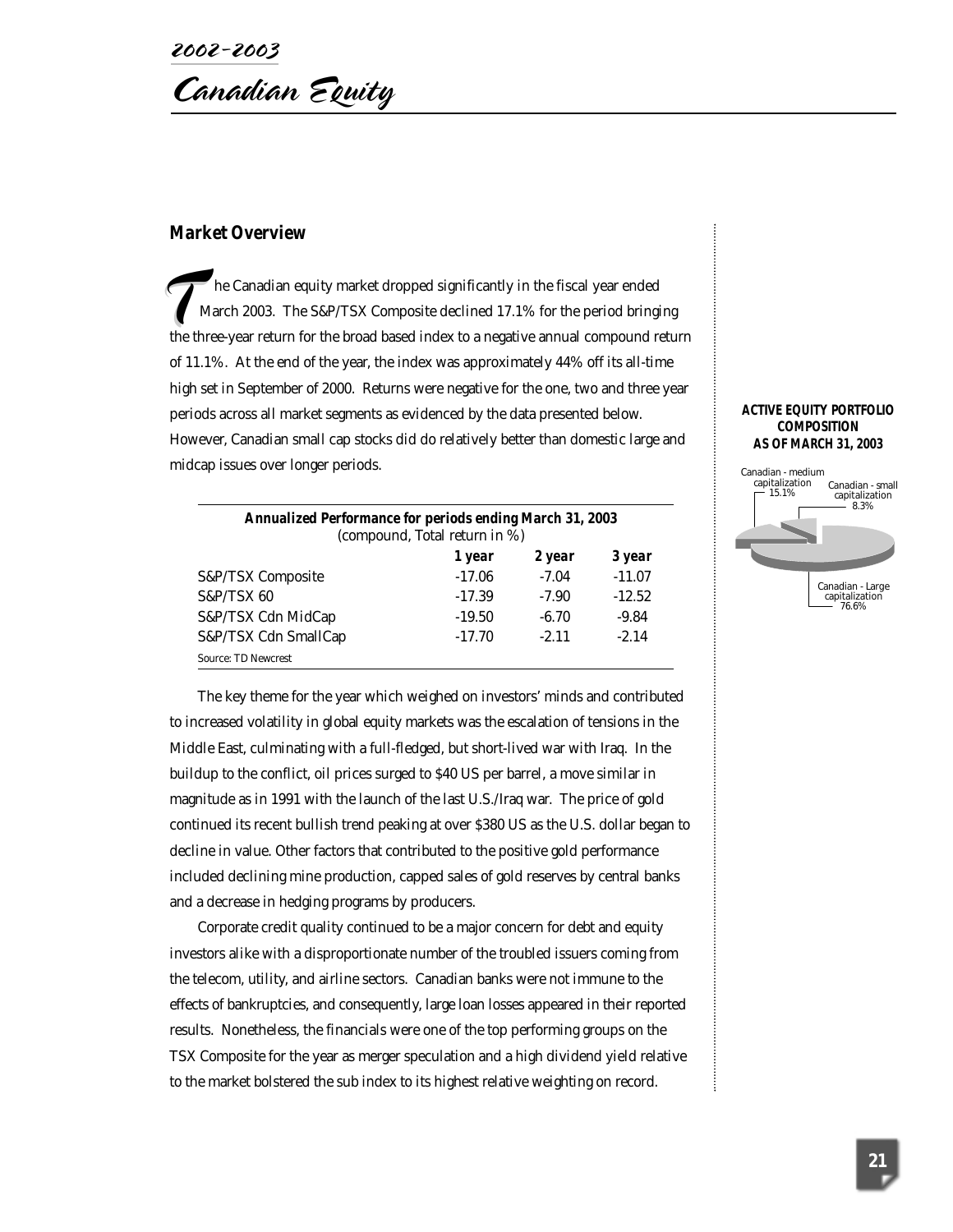# 2002-2003

# Canadian Equity

## Market Overview

The Canadian equity market dropped significantly in the fiscal year ended March 2003. The S&P/TSX Composite declined 17.1% for the period bringing the three-year return for the broad based index to a negative annual compound return of 11.1%. At the end of the year, the index was approximately 44% off its all-time high set in September of 2000. Returns were negative for the one, two and three year periods across all market segments as evidenced by the data presented below. However, Canadian small cap stocks did do relatively better than domestic large and midcap issues over longer periods.

**Annualized Performance for periods ending March 31, 2003**
(compound, Total return in %)

| | 1 year | 2 year | 3 year |
|---|---|---|---|
| S&P/TSX Composite | -17.06 | -7.04 | -11.07 |
| S&P/TSX 60 | -17.39 | -7.90 | -12.52 |
| S&P/TSX Cdn MidCap | -19.50 | -6.70 | -9.84 |
| S&P/TSX Cdn SmallCap | -17.70 | -2.11 | -2.14 |

Source: TD Newcrest

The key theme for the year which weighed on investors' minds and contributed to increased volatility in global equity markets was the escalation of tensions in the Middle East, culminating with a full-fledged, but short-lived war with Iraq. In the buildup to the conflict, oil prices surged to $40 US per barrel, a move similar in magnitude as in 1991 with the launch of the last U.S./Iraq war. The price of gold continued its recent bullish trend peaking at over $380 US as the U.S. dollar began to decline in value. Other factors that contributed to the positive gold performance included declining mine production, capped sales of gold reserves by central banks and a decrease in hedging programs by producers.

Corporate credit quality continued to be a major concern for debt and equity investors alike with a disproportionate number of the troubled issuers coming from the telecom, utility, and airline sectors. Canadian banks were not immune to the effects of bankruptcies, and consequently, large loan losses appeared in their reported results. Nonetheless, the financials were one of the top performing groups on the TSX Composite for the year as merger speculation and a high dividend yield relative to the market bolstered the sub index to its highest relative weighting on record.

**ACTIVE EQUITY PORTFOLIO COMPOSITION AS OF MARCH 31, 2003**

Canadian - medium capitalization 15.1%

Canadian - small capitalization 8.3%

Canadian - Large capitalization 76.6%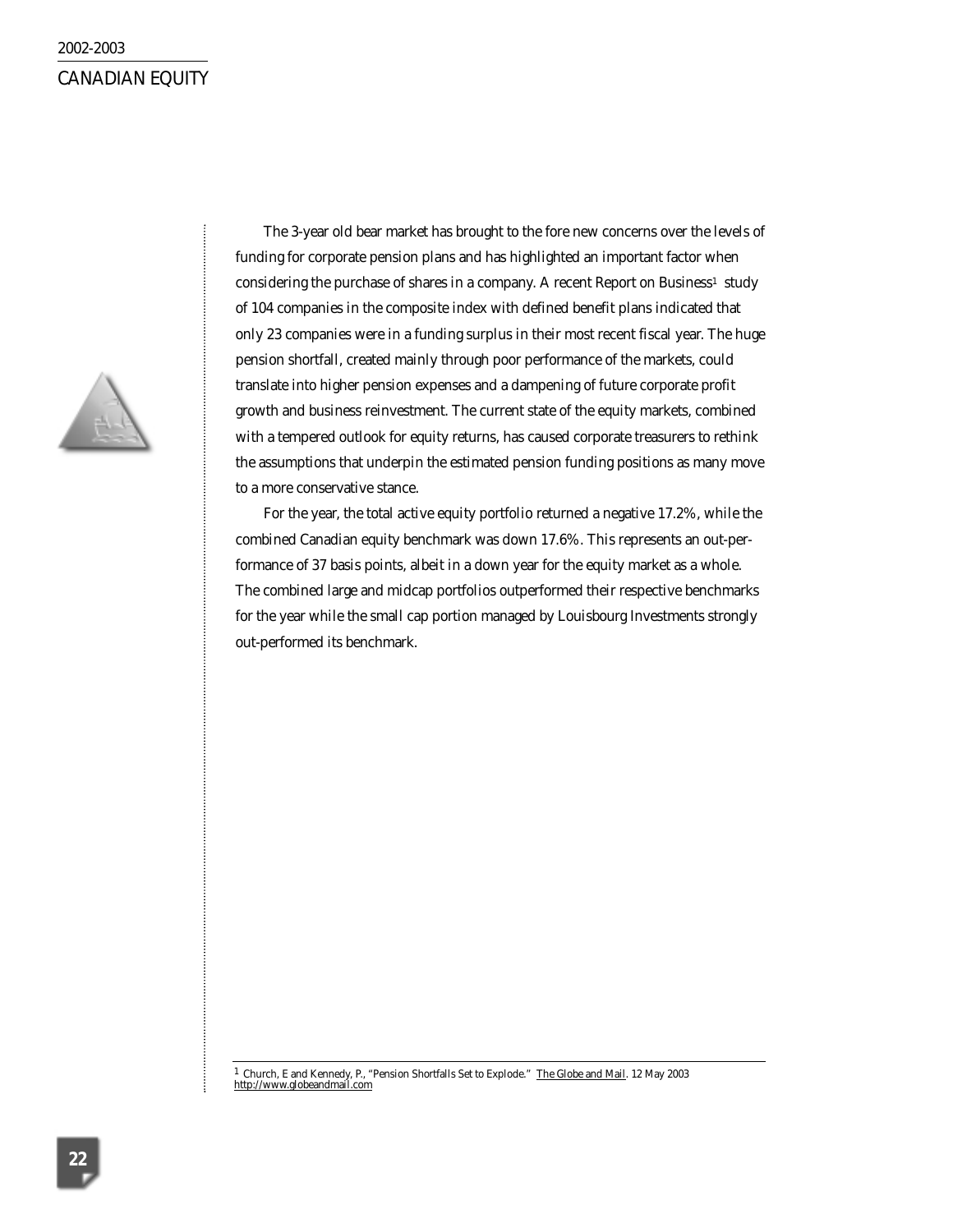The 3-year old bear market has brought to the fore new concerns over the levels of funding for corporate pension plans and has highlighted an important factor when considering the purchase of shares in a company. A recent Report on Business[1] study of 104 companies in the composite index with defined benefit plans indicated that only 23 companies were in a funding surplus in their most recent fiscal year. The huge pension shortfall, created mainly through poor performance of the markets, could translate into higher pension expenses and a dampening of future corporate profit growth and business reinvestment. The current state of the equity markets, combined with a tempered outlook for equity returns, has caused corporate treasurers to rethink the assumptions that underpin the estimated pension funding positions as many move to a more conservative stance.

For the year, the total active equity portfolio returned a negative 17.2%, while the combined Canadian equity benchmark was down 17.6%. This represents an out-performance of 37 basis points, albeit in a down year for the equity market as a whole. The combined large and midcap portfolios outperformed their respective benchmarks for the year while the small cap portion managed by Louisbourg Investments strongly out-performed its benchmark.

---

[1] Church, E and Kennedy, P., "Pension Shortfalls Set to Explode." The Globe and Mail. 12 May 2003 http://www.globeandmail.com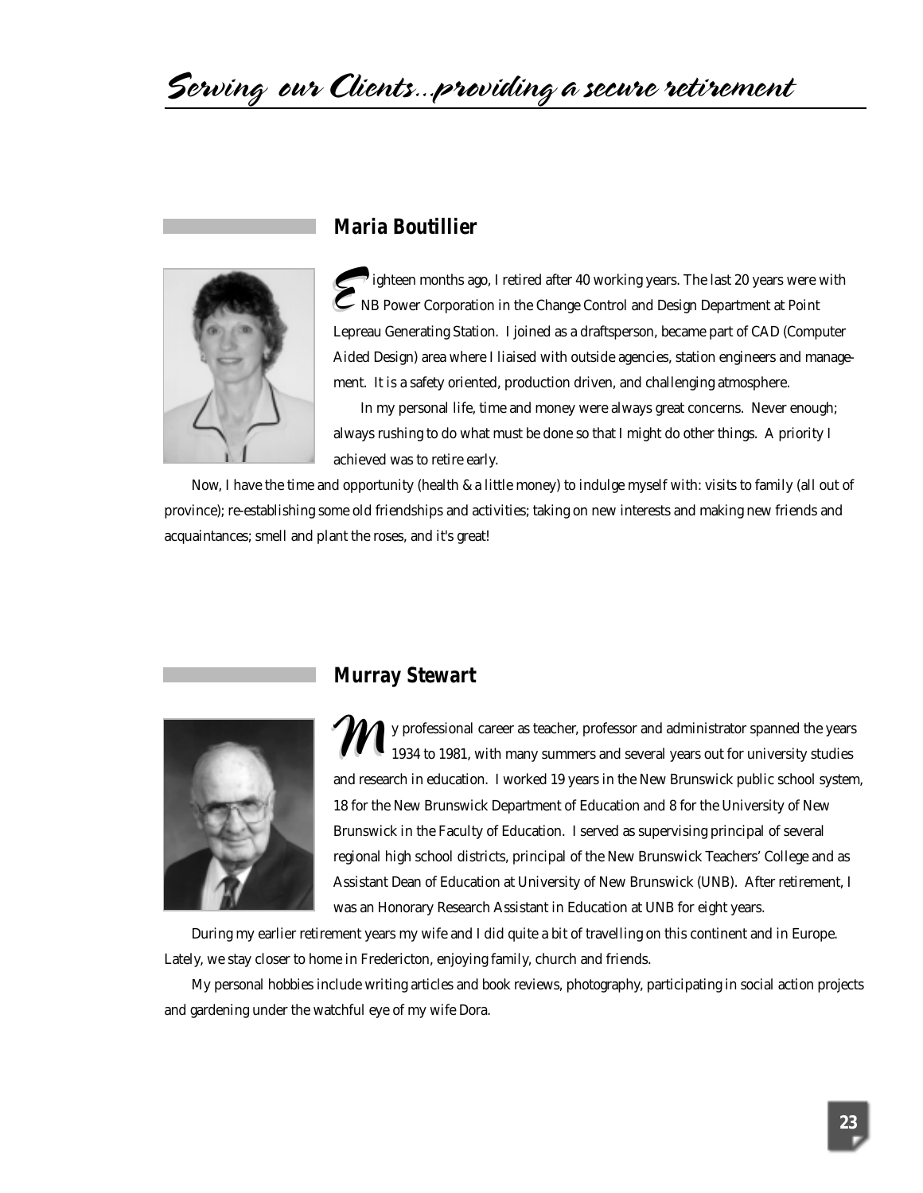# Serving our Clients...providing a secure retirement

## Maria Boutillier

Eighteen months ago, I retired after 40 working years. The last 20 years were with NB Power Corporation in the Change Control and Design Department at Point Lepreau Generating Station. I joined as a draftsperson, became part of CAD (Computer Aided Design) area where I liaised with outside agencies, station engineers and management. It is a safety oriented, production driven, and challenging atmosphere.

In my personal life, time and money were always great concerns. Never enough; always rushing to do what must be done so that I might do other things. A priority I achieved was to retire early.

Now, I have the time and opportunity (health & a little money) to indulge myself with: visits to family (all out of province); re-establishing some old friendships and activities; taking on new interests and making new friends and acquaintances; smell and plant the roses, and it's great!

## Murray Stewart

My professional career as teacher, professor and administrator spanned the years 1934 to 1981, with many summers and several years out for university studies and research in education. I worked 19 years in the New Brunswick public school system, 18 for the New Brunswick Department of Education and 8 for the University of New Brunswick in the Faculty of Education. I served as supervising principal of several regional high school districts, principal of the New Brunswick Teachers' College and as Assistant Dean of Education at University of New Brunswick (UNB). After retirement, I was an Honorary Research Assistant in Education at UNB for eight years.

During my earlier retirement years my wife and I did quite a bit of travelling on this continent and in Europe. Lately, we stay closer to home in Fredericton, enjoying family, church and friends.

My personal hobbies include writing articles and book reviews, photography, participating in social action projects and gardening under the watchful eye of my wife Dora.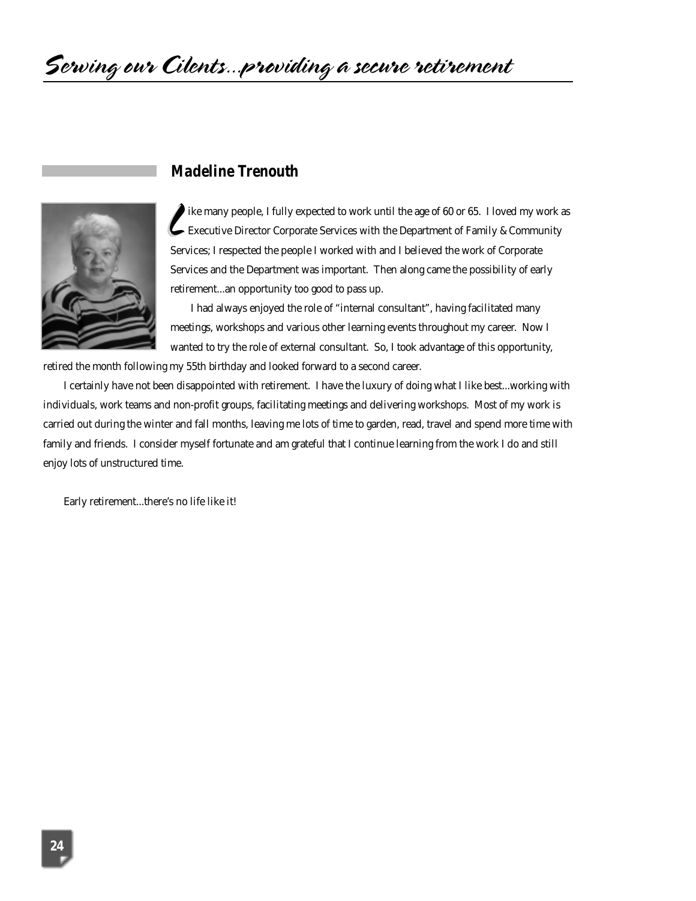# Serving our Cilents...providing a secure retirement

## Madeline Trenouth

Like many people, I fully expected to work until the age of 60 or 65. I loved my work as Executive Director Corporate Services with the Department of Family & Community Services; I respected the people I worked with and I believed the work of Corporate Services and the Department was important. Then along came the possibility of early retirement...an opportunity too good to pass up.

I had always enjoyed the role of "internal consultant", having facilitated many meetings, workshops and various other learning events throughout my career. Now I wanted to try the role of external consultant. So, I took advantage of this opportunity, retired the month following my 55th birthday and looked forward to a second career.

I certainly have not been disappointed with retirement. I have the luxury of doing what I like best...working with individuals, work teams and non-profit groups, facilitating meetings and delivering workshops. Most of my work is carried out during the winter and fall months, leaving me lots of time to garden, read, travel and spend more time with family and friends. I consider myself fortunate and am grateful that I continue learning from the work I do and still enjoy lots of unstructured time.

Early retirement...there's no life like it!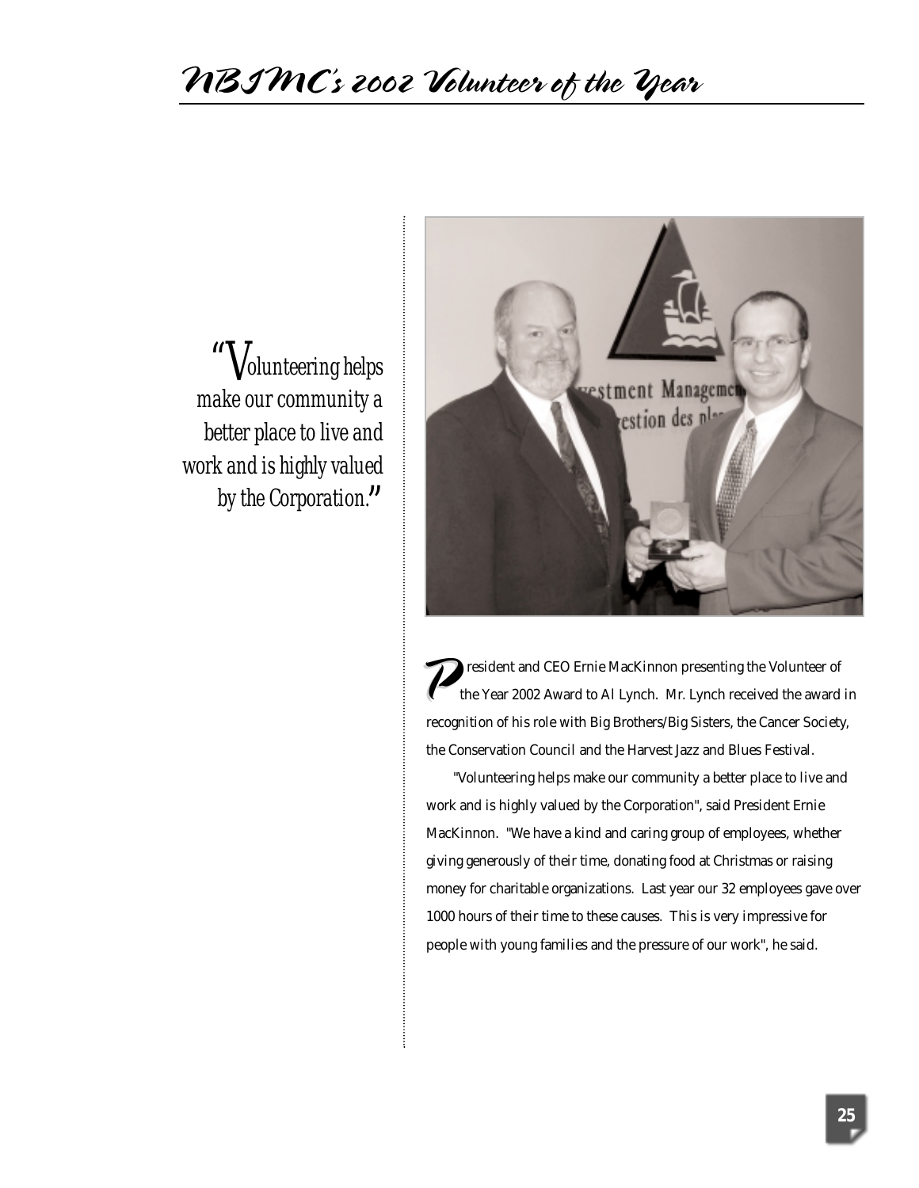# NBIMC's 2002 Volunteer of the Year

*"Volunteering helps make our community a better place to live and work and is highly valued by the Corporation."*

President and CEO Ernie MacKinnon presenting the Volunteer of the Year 2002 Award to Al Lynch. Mr. Lynch received the award in recognition of his role with Big Brothers/Big Sisters, the Cancer Society, the Conservation Council and the Harvest Jazz and Blues Festival.

"Volunteering helps make our community a better place to live and work and is highly valued by the Corporation", said President Ernie MacKinnon. "We have a kind and caring group of employees, whether giving generously of their time, donating food at Christmas or raising money for charitable organizations. Last year our 32 employees gave over 1000 hours of their time to these causes. This is very impressive for people with young families and the pressure of our work", he said.